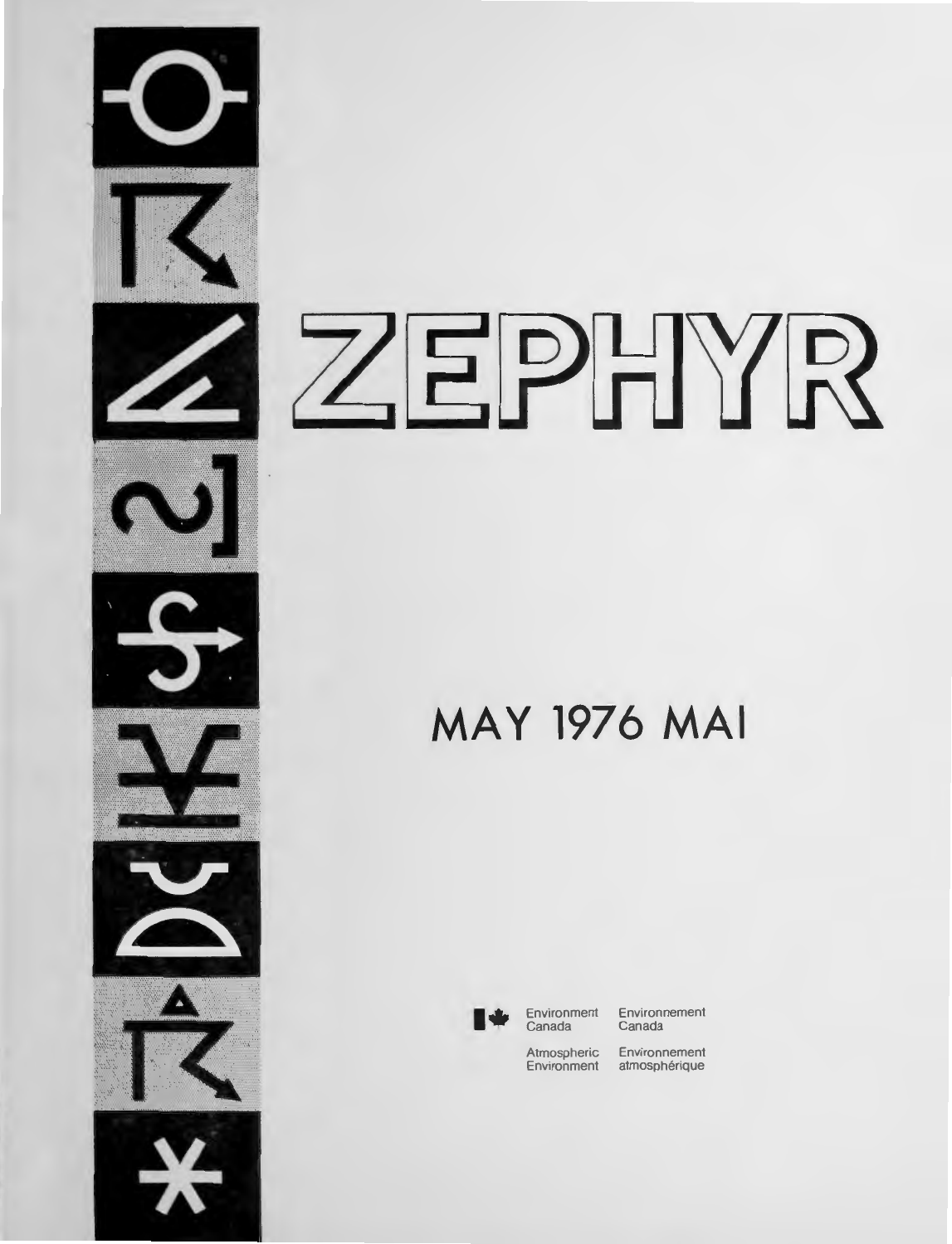# ZEPHYR

## MAY 1976 MAI

Environment Canada — Environnement Canada

Atmospheric Environment — Environnement atmosphérique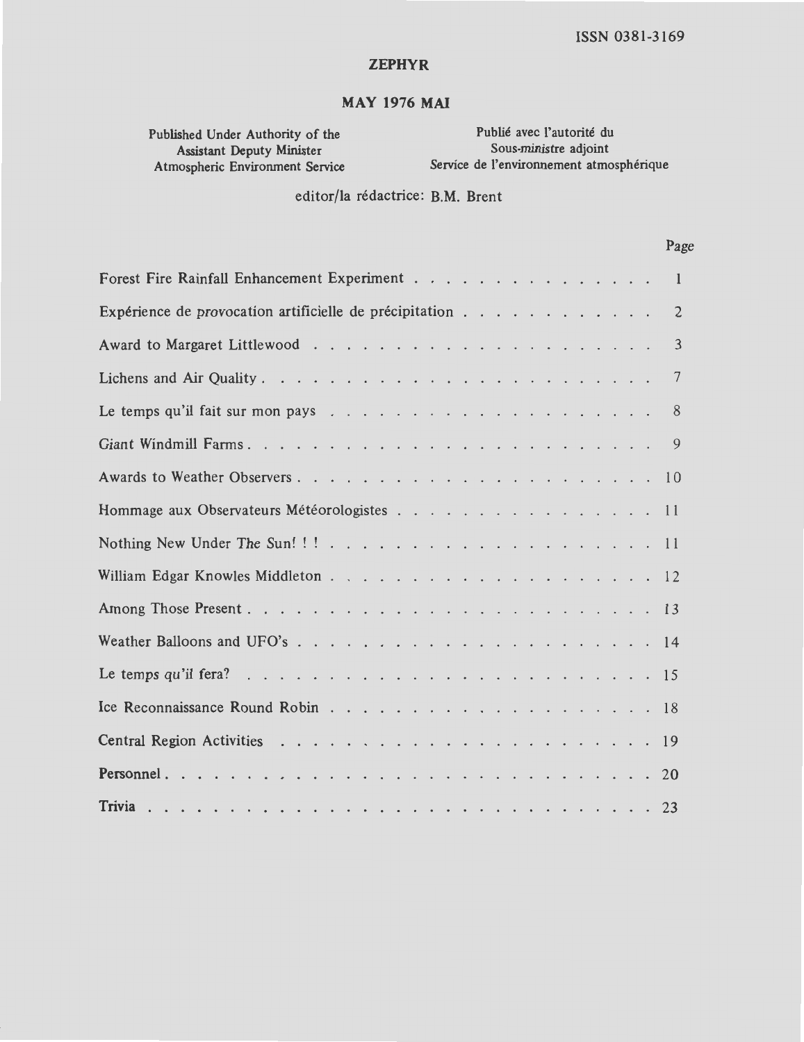ISSN 0381-3169

# ZEPHYR

## MAY 1976 MAI

| Published Under Authority of the Assistant Deputy Minister Atmospheric Environment Service | Publié avec l'autorité du Sous-ministre adjoint Service de l'environnement atmosphérique |
|---|---|

editor/la rédactrice: B.M. Brent

| | Page |
|---|---|
| Forest Fire Rainfall Enhancement Experiment | 1 |
| Expérience de provocation artificielle de précipitation | 2 |
| Award to Margaret Littlewood | 3 |
| Lichens and Air Quality | 7 |
| Le temps qu'il fait sur mon pays | 8 |
| Giant Windmill Farms | 9 |
| Awards to Weather Observers | 10 |
| Hommage aux Observateurs Météorologistes | 11 |
| Nothing New Under The Sun! ! ! | 11 |
| William Edgar Knowles Middleton | 12 |
| Among Those Present | 13 |
| Weather Balloons and UFO's | 14 |
| Le temps qu'il fera? | 15 |
| Ice Reconnaissance Round Robin | 18 |
| Central Region Activities | 19 |
| Personnel | 20 |
| Trivia | 23 |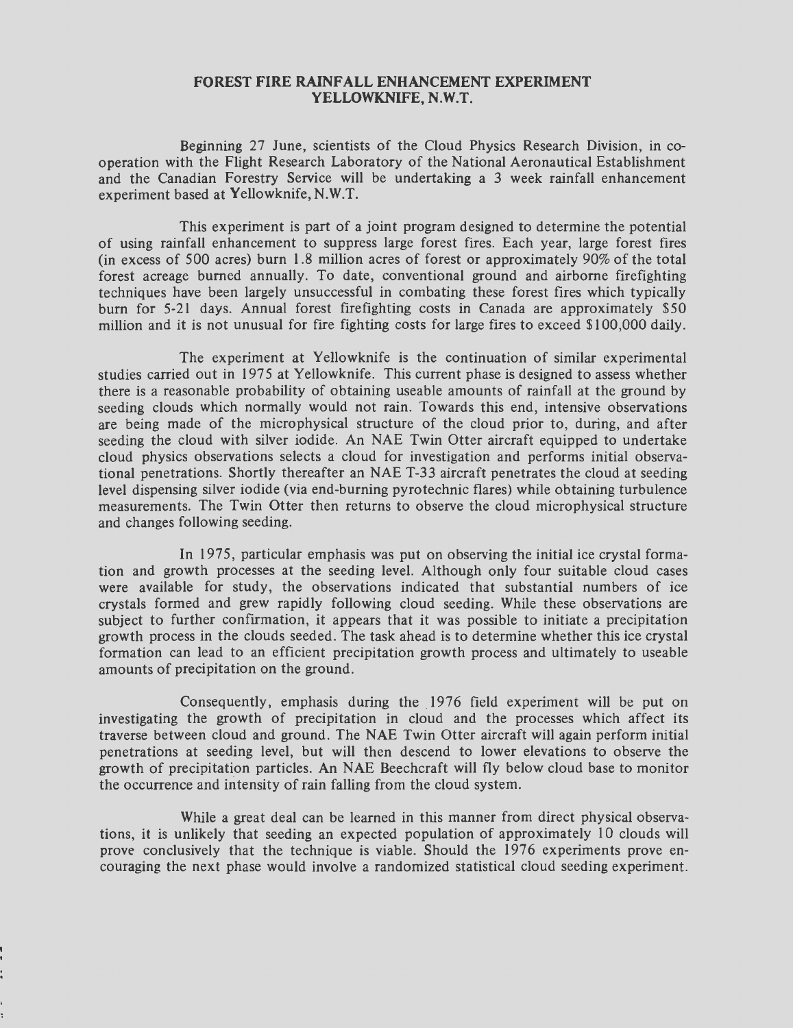# FOREST FIRE RAINFALL ENHANCEMENT EXPERIMENT YELLOWKNIFE, N.W.T.

Beginning 27 June, scientists of the Cloud Physics Research Division, in co-operation with the Flight Research Laboratory of the National Aeronautical Establishment and the Canadian Forestry Service will be undertaking a 3 week rainfall enhancement experiment based at Yellowknife, N.W.T.

This experiment is part of a joint program designed to determine the potential of using rainfall enhancement to suppress large forest fires. Each year, large forest fires (in excess of 500 acres) burn 1.8 million acres of forest or approximately 90% of the total forest acreage burned annually. To date, conventional ground and airborne firefighting techniques have been largely unsuccessful in combating these forest fires which typically burn for 5-21 days. Annual forest firefighting costs in Canada are approximately $50 million and it is not unusual for fire fighting costs for large fires to exceed $100,000 daily.

The experiment at Yellowknife is the continuation of similar experimental studies carried out in 1975 at Yellowknife. This current phase is designed to assess whether there is a reasonable probability of obtaining useable amounts of rainfall at the ground by seeding clouds which normally would not rain. Towards this end, intensive observations are being made of the microphysical structure of the cloud prior to, during, and after seeding the cloud with silver iodide. An NAE Twin Otter aircraft equipped to undertake cloud physics observations selects a cloud for investigation and performs initial observational penetrations. Shortly thereafter an NAE T-33 aircraft penetrates the cloud at seeding level dispensing silver iodide (via end-burning pyrotechnic flares) while obtaining turbulence measurements. The Twin Otter then returns to observe the cloud microphysical structure and changes following seeding.

In 1975, particular emphasis was put on observing the initial ice crystal formation and growth processes at the seeding level. Although only four suitable cloud cases were available for study, the observations indicated that substantial numbers of ice crystals formed and grew rapidly following cloud seeding. While these observations are subject to further confirmation, it appears that it was possible to initiate a precipitation growth process in the clouds seeded. The task ahead is to determine whether this ice crystal formation can lead to an efficient precipitation growth process and ultimately to useable amounts of precipitation on the ground.

Consequently, emphasis during the 1976 field experiment will be put on investigating the growth of precipitation in cloud and the processes which affect its traverse between cloud and ground. The NAE Twin Otter aircraft will again perform initial penetrations at seeding level, but will then descend to lower elevations to observe the growth of precipitation particles. An NAE Beechcraft will fly below cloud base to monitor the occurrence and intensity of rain falling from the cloud system.

While a great deal can be learned in this manner from direct physical observations, it is unlikely that seeding an expected population of approximately 10 clouds will prove conclusively that the technique is viable. Should the 1976 experiments prove encouraging the next phase would involve a randomized statistical cloud seeding experiment.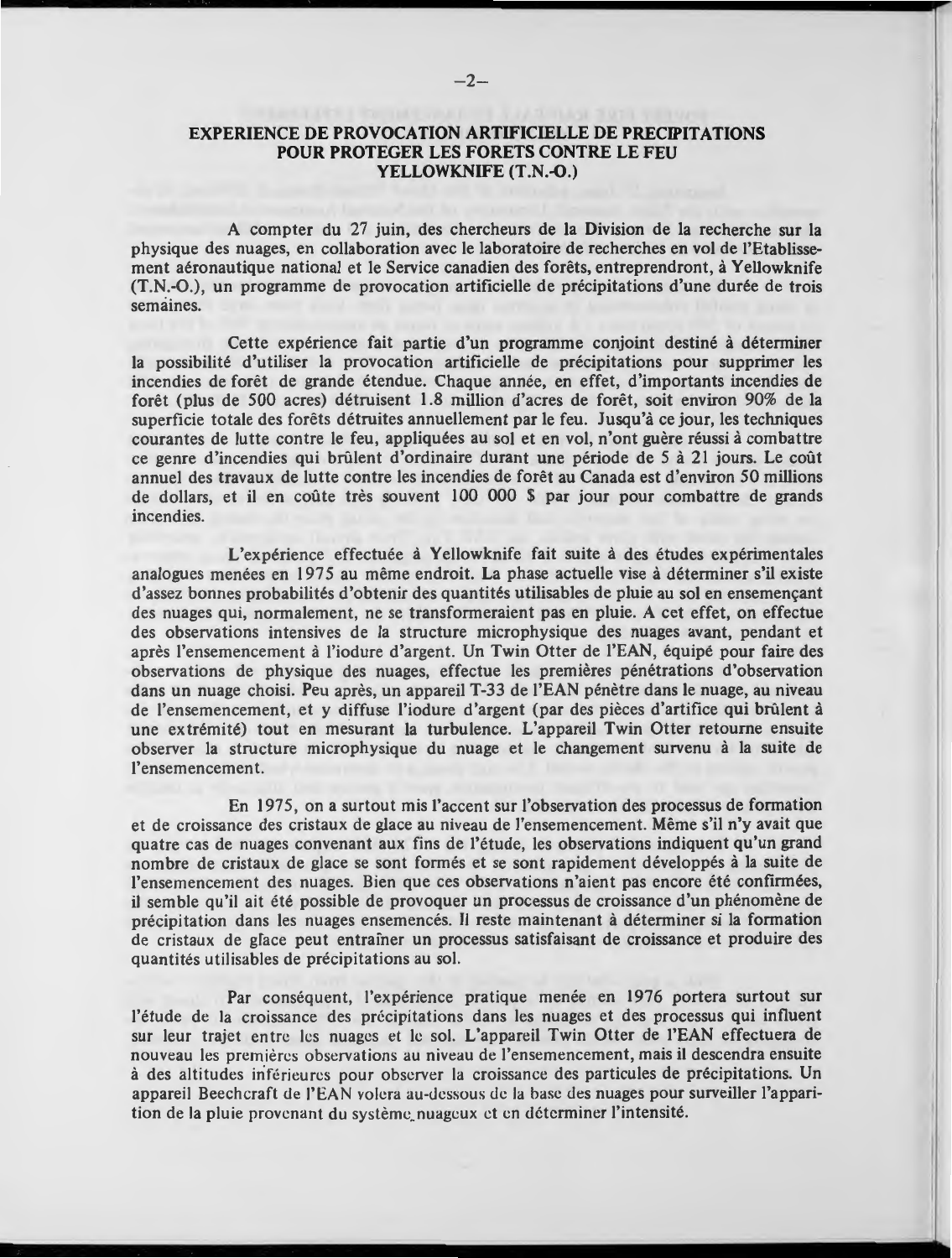## EXPERIENCE DE PROVOCATION ARTIFICIELLE DE PRECIPITATIONS POUR PROTEGER LES FORETS CONTRE LE FEU YELLOWKNIFE (T.N.-O.)

A compter du 27 juin, des chercheurs de la Division de la recherche sur la physique des nuages, en collaboration avec le laboratoire de recherches en vol de l'Etablissement aéronautique national et le Service canadien des forêts, entreprendront, à Yellowknife (T.N.-O.), un programme de provocation artificielle de précipitations d'une durée de trois semaines.

Cette expérience fait partie d'un programme conjoint destiné à déterminer la possibilité d'utiliser la provocation artificielle de précipitations pour supprimer les incendies de forêt de grande étendue. Chaque année, en effet, d'importants incendies de forêt (plus de 500 acres) détruisent 1.8 million d'acres de forêt, soit environ 90% de la superficie totale des forêts détruites annuellement par le feu. Jusqu'à ce jour, les techniques courantes de lutte contre le feu, appliquées au sol et en vol, n'ont guère réussi à combattre ce genre d'incendies qui brûlent d'ordinaire durant une période de 5 à 21 jours. Le coût annuel des travaux de lutte contre les incendies de forêt au Canada est d'environ 50 millions de dollars, et il en coûte très souvent 100 000 $ par jour pour combattre de grands incendies.

L'expérience effectuée à Yellowknife fait suite à des études expérimentales analogues menées en 1975 au même endroit. La phase actuelle vise à déterminer s'il existe d'assez bonnes probabilités d'obtenir des quantités utilisables de pluie au sol en ensemençant des nuages qui, normalement, ne se transformeraient pas en pluie. A cet effet, on effectue des observations intensives de la structure microphysique des nuages avant, pendant et après l'ensemencement à l'iodure d'argent. Un Twin Otter de l'EAN, équipé pour faire des observations de physique des nuages, effectue les premières pénétrations d'observation dans un nuage choisi. Peu après, un appareil T-33 de l'EAN pénètre dans le nuage, au niveau de l'ensemencement, et y diffuse l'iodure d'argent (par des pièces d'artifice qui brûlent à une extrémité) tout en mesurant la turbulence. L'appareil Twin Otter retourne ensuite observer la structure microphysique du nuage et le changement survenu à la suite de l'ensemencement.

En 1975, on a surtout mis l'accent sur l'observation des processus de formation et de croissance des cristaux de glace au niveau de l'ensemencement. Même s'il n'y avait que quatre cas de nuages convenant aux fins de l'étude, les observations indiquent qu'un grand nombre de cristaux de glace se sont formés et se sont rapidement développés à la suite de l'ensemencement des nuages. Bien que ces observations n'aient pas encore été confirmées, il semble qu'il ait été possible de provoquer un processus de croissance d'un phénomène de précipitation dans les nuages ensemencés. Il reste maintenant à déterminer si la formation de cristaux de glace peut entraîner un processus satisfaisant de croissance et produire des quantités utilisables de précipitations au sol.

Par conséquent, l'expérience pratique menée en 1976 portera surtout sur l'étude de la croissance des précipitations dans les nuages et des processus qui influent sur leur trajet entre les nuages et le sol. L'appareil Twin Otter de l'EAN effectuera de nouveau les premières observations au niveau de l'ensemencement, mais il descendra ensuite à des altitudes inférieures pour observer la croissance des particules de précipitations. Un appareil Beechcraft de l'EAN volera au-dessous de la base des nuages pour surveiller l'apparition de la pluie provenant du système nuageux et en déterminer l'intensité.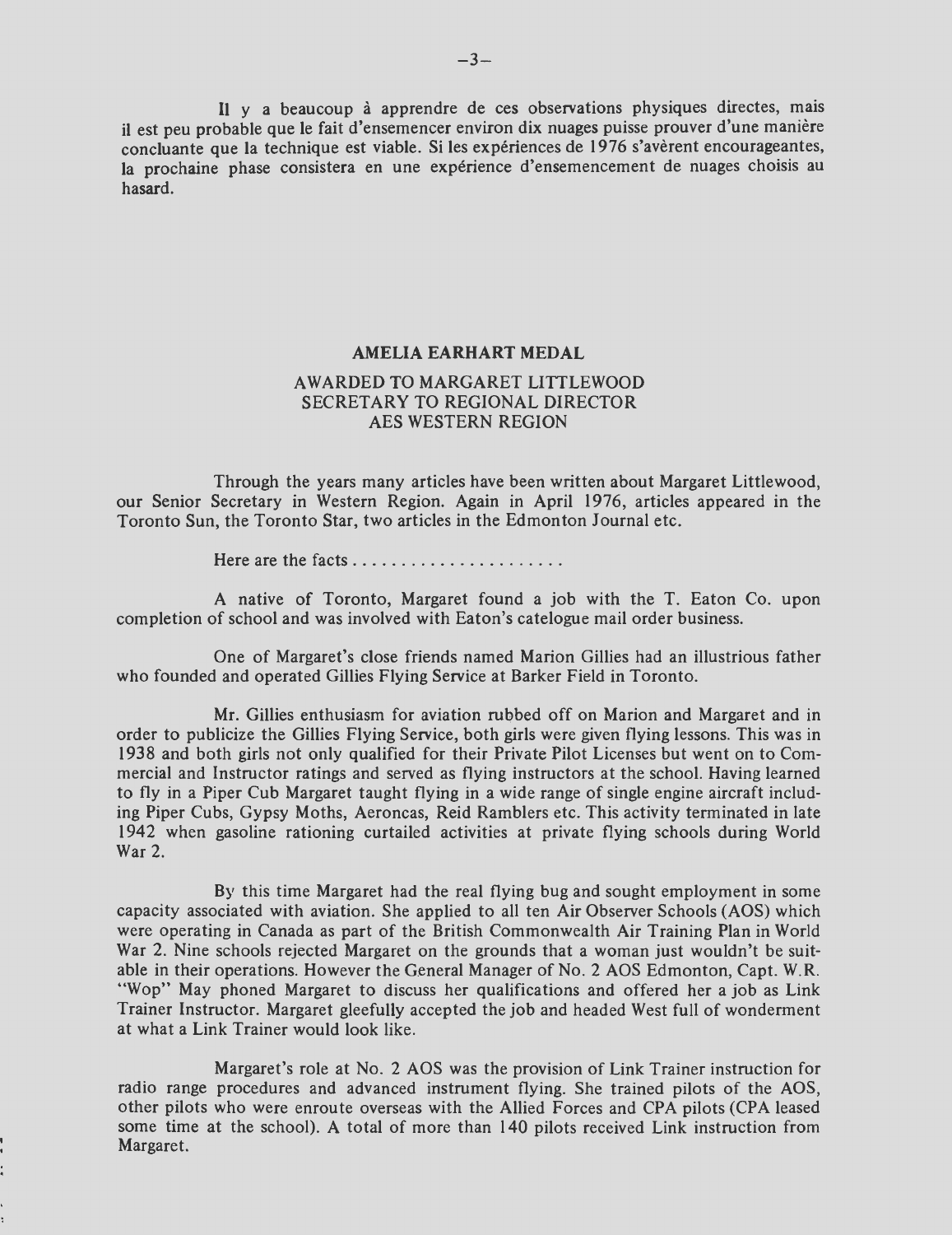Il y a beaucoup à apprendre de ces observations physiques directes, mais il est peu probable que le fait d'ensemencer environ dix nuages puisse prouver d'une manière concluante que la technique est viable. Si les expériences de 1976 s'avèrent encourageantes, la prochaine phase consistera en une expérience d'ensemencement de nuages choisis au hasard.

## AMELIA EARHART MEDAL

### AWARDED TO MARGARET LITTLEWOOD SECRETARY TO REGIONAL DIRECTOR AES WESTERN REGION

Through the years many articles have been written about Margaret Littlewood, our Senior Secretary in Western Region. Again in April 1976, articles appeared in the Toronto Sun, the Toronto Star, two articles in the Edmonton Journal etc.

Here are the facts ......................

A native of Toronto, Margaret found a job with the T. Eaton Co. upon completion of school and was involved with Eaton's catelogue mail order business.

One of Margaret's close friends named Marion Gillies had an illustrious father who founded and operated Gillies Flying Service at Barker Field in Toronto.

Mr. Gillies enthusiasm for aviation rubbed off on Marion and Margaret and in order to publicize the Gillies Flying Service, both girls were given flying lessons. This was in 1938 and both girls not only qualified for their Private Pilot Licenses but went on to Commercial and Instructor ratings and served as flying instructors at the school. Having learned to fly in a Piper Cub Margaret taught flying in a wide range of single engine aircraft including Piper Cubs, Gypsy Moths, Aeroncas, Reid Ramblers etc. This activity terminated in late 1942 when gasoline rationing curtailed activities at private flying schools during World War 2.

By this time Margaret had the real flying bug and sought employment in some capacity associated with aviation. She applied to all ten Air Observer Schools (AOS) which were operating in Canada as part of the British Commonwealth Air Training Plan in World War 2. Nine schools rejected Margaret on the grounds that a woman just wouldn't be suitable in their operations. However the General Manager of No. 2 AOS Edmonton, Capt. W.R. "Wop" May phoned Margaret to discuss her qualifications and offered her a job as Link Trainer Instructor. Margaret gleefully accepted the job and headed West full of wonderment at what a Link Trainer would look like.

Margaret's role at No. 2 AOS was the provision of Link Trainer instruction for radio range procedures and advanced instrument flying. She trained pilots of the AOS, other pilots who were enroute overseas with the Allied Forces and CPA pilots (CPA leased some time at the school). A total of more than 140 pilots received Link instruction from Margaret.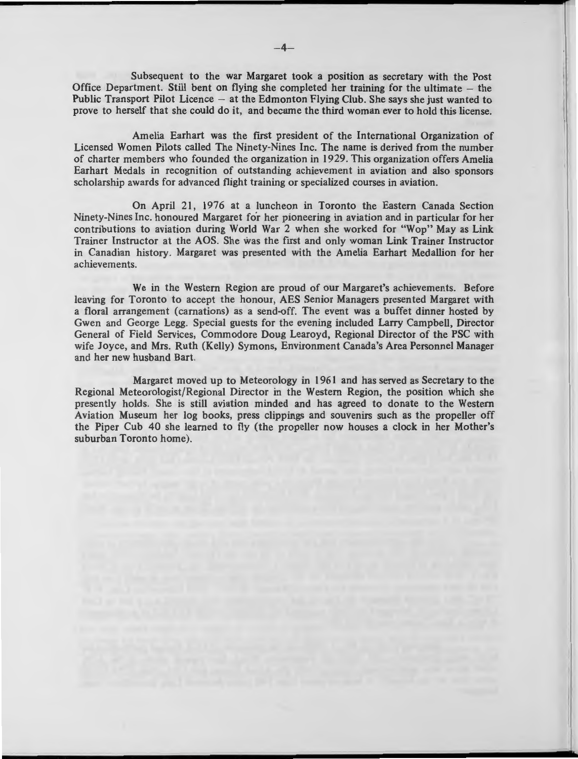Subsequent to the war Margaret took a position as secretary with the Post Office Department. Still bent on flying she completed her training for the ultimate – the Public Transport Pilot Licence – at the Edmonton Flying Club. She says she just wanted to prove to herself that she could do it, and became the third woman ever to hold this license.

Amelia Earhart was the first president of the International Organization of Licensed Women Pilots called The Ninety-Nines Inc. The name is derived from the number of charter members who founded the organization in 1929. This organization offers Amelia Earhart Medals in recognition of outstanding achievement in aviation and also sponsors scholarship awards for advanced flight training or specialized courses in aviation.

On April 21, 1976 at a luncheon in Toronto the Eastern Canada Section Ninety-Nines Inc. honoured Margaret for her pioneering in aviation and in particular for her contributions to aviation during World War 2 when she worked for "Wop" May as Link Trainer Instructor at the AOS. She was the first and only woman Link Trainer Instructor in Canadian history. Margaret was presented with the Amelia Earhart Medallion for her achievements.

We in the Western Region are proud of our Margaret's achievements. Before leaving for Toronto to accept the honour, AES Senior Managers presented Margaret with a floral arrangement (carnations) as a send-off. The event was a buffet dinner hosted by Gwen and George Legg. Special guests for the evening included Larry Campbell, Director General of Field Services, Commodore Doug Learoyd, Regional Director of the PSC with wife Joyce, and Mrs. Ruth (Kelly) Symons, Environment Canada's Area Personnel Manager and her new husband Bart.

Margaret moved up to Meteorology in 1961 and has served as Secretary to the Regional Meteorologist/Regional Director in the Western Region, the position which she presently holds. She is still aviation minded and has agreed to donate to the Western Aviation Museum her log books, press clippings and souvenirs such as the propeller off the Piper Cub 40 she learned to fly (the propeller now houses a clock in her Mother's suburban Toronto home).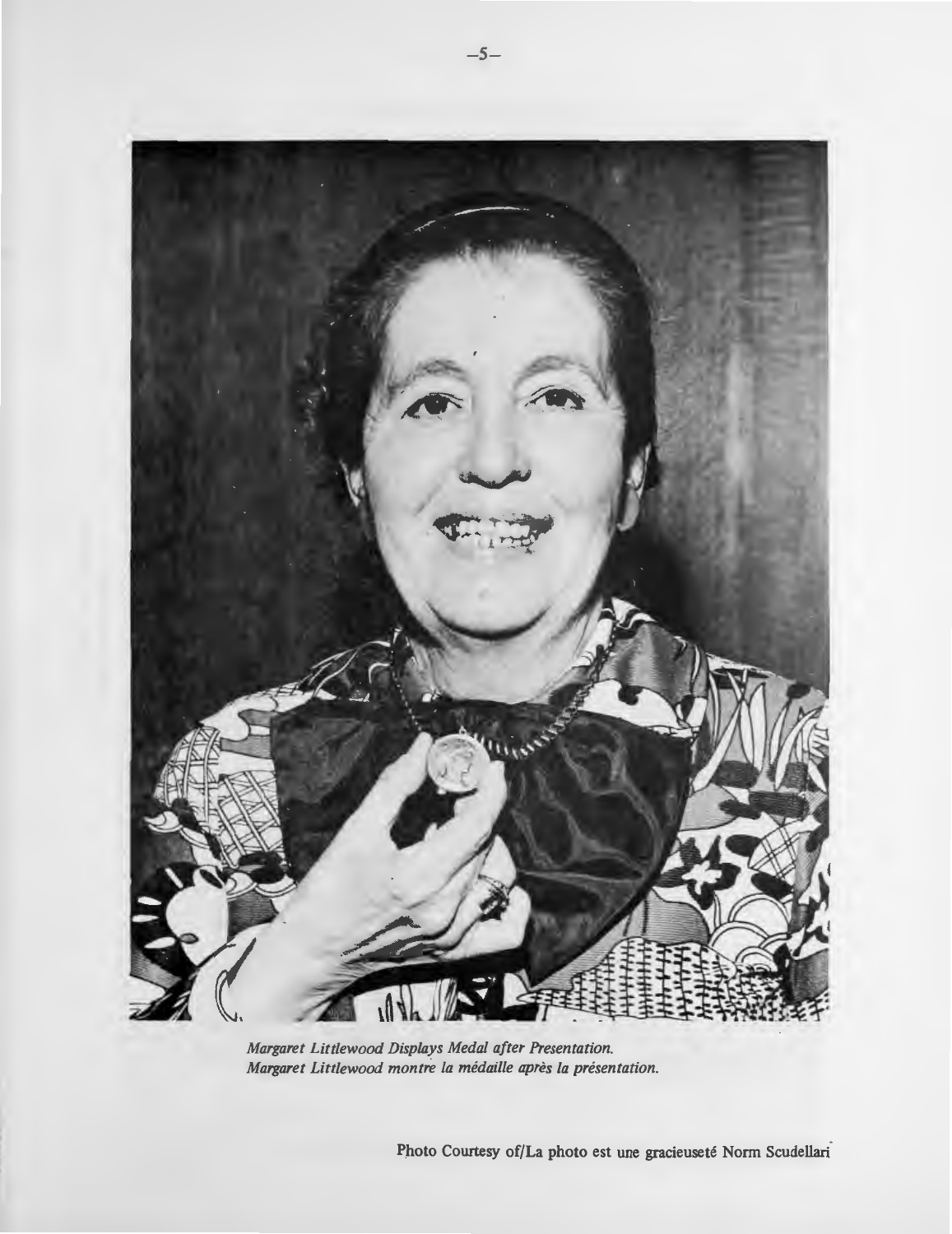*Margaret Littlewood Displays Medal after Presentation.*
*Margaret Littlewood montre la médaille après la présentation.*

Photo Courtesy of/La photo est une gracieuseté Norm Scudellari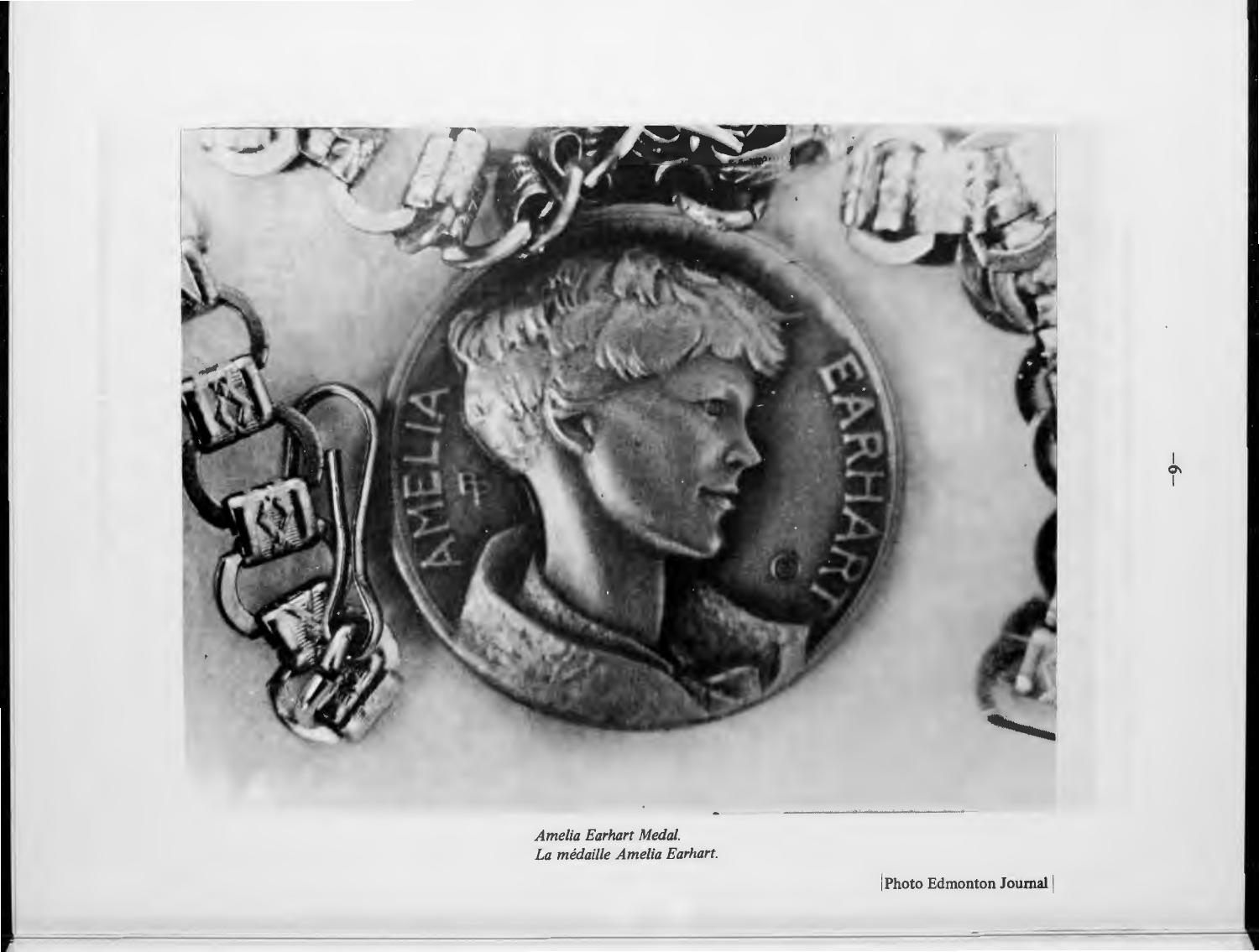*Amelia Earhart Medal.*
*La médaille Amelia Earhart.*

|Photo Edmonton Journal|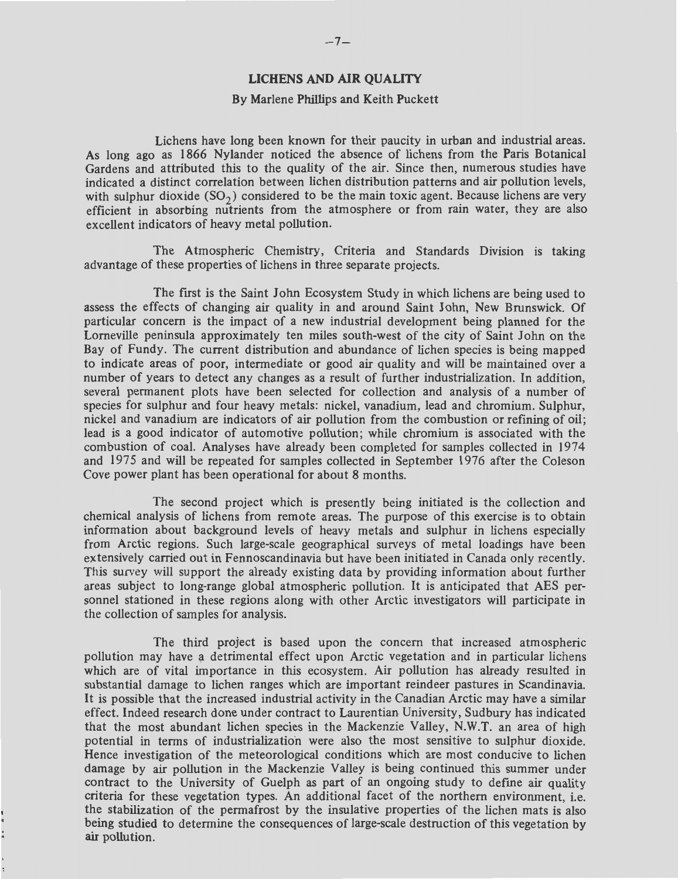## LICHENS AND AIR QUALITY

By Marlene Phillips and Keith Puckett

Lichens have long been known for their paucity in urban and industrial areas. As long ago as 1866 Nylander noticed the absence of lichens from the Paris Botanical Gardens and attributed this to the quality of the air. Since then, numerous studies have indicated a distinct correlation between lichen distribution patterns and air pollution levels, with sulphur dioxide ($SO_2$) considered to be the main toxic agent. Because lichens are very efficient in absorbing nutrients from the atmosphere or from rain water, they are also excellent indicators of heavy metal pollution.

The Atmospheric Chemistry, Criteria and Standards Division is taking advantage of these properties of lichens in three separate projects.

The first is the Saint John Ecosystem Study in which lichens are being used to assess the effects of changing air quality in and around Saint John, New Brunswick. Of particular concern is the impact of a new industrial development being planned for the Lorneville peninsula approximately ten miles south-west of the city of Saint John on the Bay of Fundy. The current distribution and abundance of lichen species is being mapped to indicate areas of poor, intermediate or good air quality and will be maintained over a number of years to detect any changes as a result of further industrialization. In addition, several permanent plots have been selected for collection and analysis of a number of species for sulphur and four heavy metals: nickel, vanadium, lead and chromium. Sulphur, nickel and vanadium are indicators of air pollution from the combustion or refining of oil; lead is a good indicator of automotive pollution; while chromium is associated with the combustion of coal. Analyses have already been completed for samples collected in 1974 and 1975 and will be repeated for samples collected in September 1976 after the Coleson Cove power plant has been operational for about 8 months.

The second project which is presently being initiated is the collection and chemical analysis of lichens from remote areas. The purpose of this exercise is to obtain information about background levels of heavy metals and sulphur in lichens especially from Arctic regions. Such large-scale geographical surveys of metal loadings have been extensively carried out in Fennoscandinavia but have been initiated in Canada only recently. This survey will support the already existing data by providing information about further areas subject to long-range global atmospheric pollution. It is anticipated that AES personnel stationed in these regions along with other Arctic investigators will participate in the collection of samples for analysis.

The third project is based upon the concern that increased atmospheric pollution may have a detrimental effect upon Arctic vegetation and in particular lichens which are of vital importance in this ecosystem. Air pollution has already resulted in substantial damage to lichen ranges which are important reindeer pastures in Scandinavia. It is possible that the increased industrial activity in the Canadian Arctic may have a similar effect. Indeed research done under contract to Laurentian University, Sudbury has indicated that the most abundant lichen species in the Mackenzie Valley, N.W.T. an area of high potential in terms of industrialization were also the most sensitive to sulphur dioxide. Hence investigation of the meteorological conditions which are most conducive to lichen damage by air pollution in the Mackenzie Valley is being continued this summer under contract to the University of Guelph as part of an ongoing study to define air quality criteria for these vegetation types. An additional facet of the northern environment, i.e. the stabilization of the permafrost by the insulative properties of the lichen mats is also being studied to determine the consequences of large-scale destruction of this vegetation by air pollution.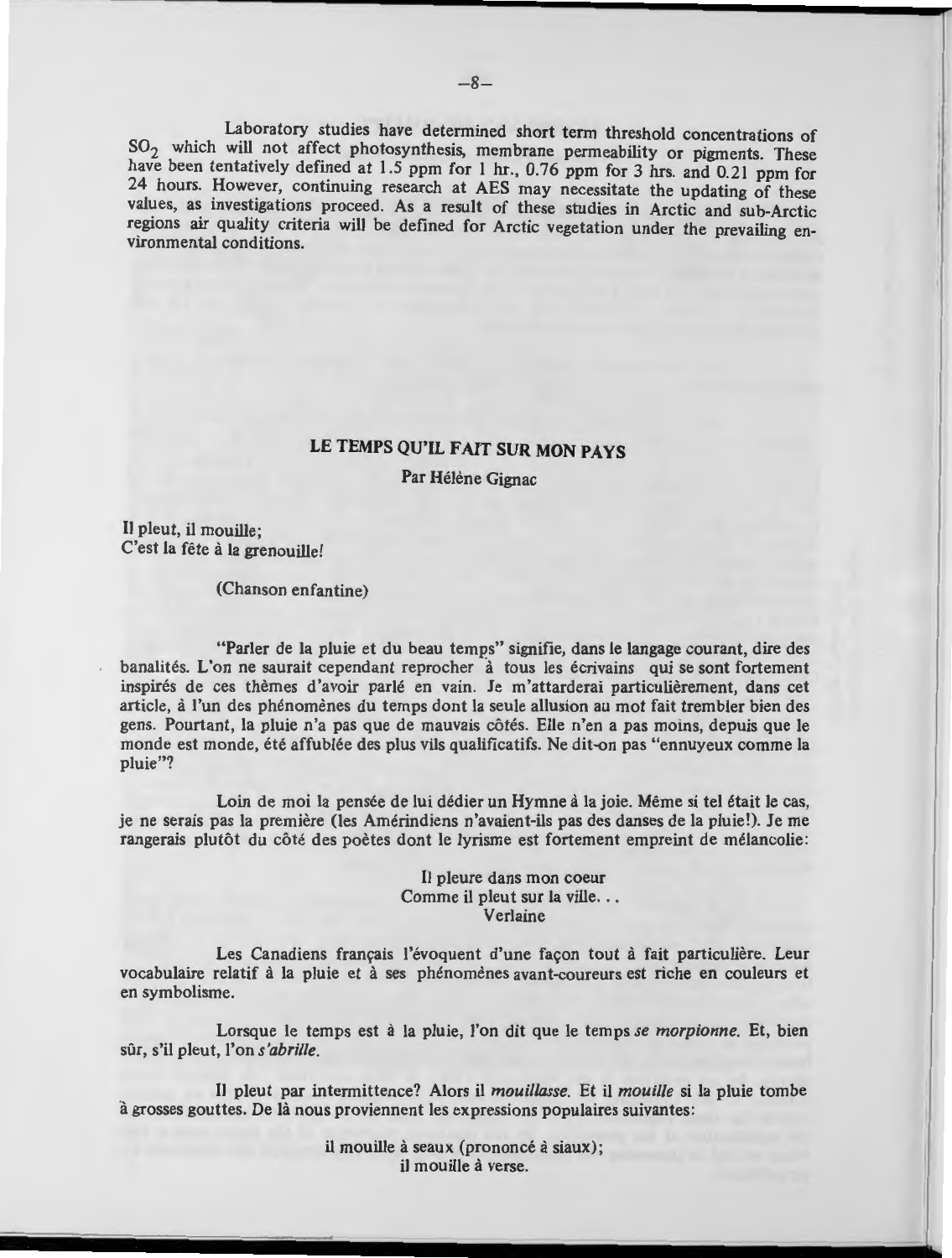Laboratory studies have determined short term threshold concentrations of $SO_2$ which will not affect photosynthesis, membrane permeability or pigments. These have been tentatively defined at 1.5 ppm for 1 hr., 0.76 ppm for 3 hrs. and 0.21 ppm for 24 hours. However, continuing research at AES may necessitate the updating of these values, as investigations proceed. As a result of these studies in Arctic and sub-Arctic regions air quality criteria will be defined for Arctic vegetation under the prevailing environmental conditions.

## LE TEMPS QU'IL FAIT SUR MON PAYS

Par Hélène Gignac

Il pleut, il mouille;
C'est la fête à la grenouille!

(Chanson enfantine)

"Parler de la pluie et du beau temps" signifie, dans le langage courant, dire des banalités. L'on ne saurait cependant reprocher à tous les écrivains qui se sont fortement inspirés de ces thèmes d'avoir parlé en vain. Je m'attarderai particulièrement, dans cet article, à l'un des phénomènes du temps dont la seule allusion au mot fait trembler bien des gens. Pourtant, la pluie n'a pas que de mauvais côtés. Elle n'en a pas moins, depuis que le monde est monde, été affublée des plus vils qualificatifs. Ne dit-on pas "ennuyeux comme la pluie"?

Loin de moi la pensée de lui dédier un Hymne à la joie. Même si tel était le cas, je ne serais pas la première (les Amérindiens n'avaient-ils pas des danses de la pluie!). Je me rangerais plutôt du côté des poètes dont le lyrisme est fortement empreint de mélancolie:

Il pleure dans mon coeur
Comme il pleut sur la ville. . .
Verlaine

Les Canadiens français l'évoquent d'une façon tout à fait particulière. Leur vocabulaire relatif à la pluie et à ses phénomènes avant-coureurs est riche en couleurs et en symbolisme.

Lorsque le temps est à la pluie, l'on dit que le temps *se morpionne*. Et, bien sûr, s'il pleut, l'on *s'abrille*.

Il pleut par intermittence? Alors il *mouillasse*. Et il *mouille* si la pluie tombe à grosses gouttes. De là nous proviennent les expressions populaires suivantes:

il mouille à seaux (prononcé à siaux);
il mouille à verse.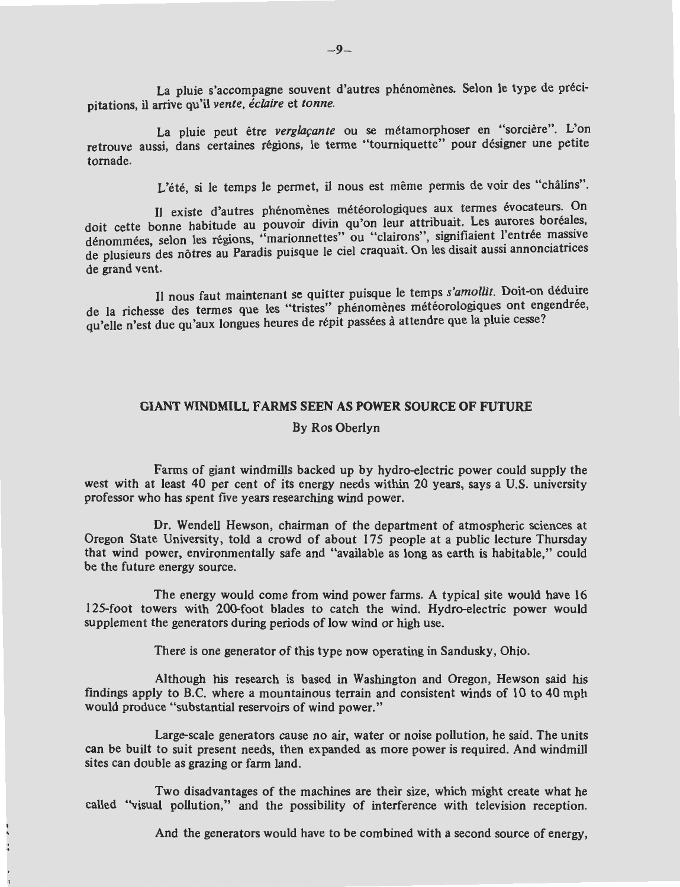La pluie s'accompagne souvent d'autres phénomènes. Selon le type de précipitations, il arrive qu'il *vente, éclaire* et *tonne*.

La pluie peut être *verglaçante* ou se métamorphoser en "sorcière". L'on retrouve aussi, dans certaines régions, le terme "tourniquette" pour désigner une petite tornade.

L'été, si le temps le permet, il nous est même permis de voir des "châlins".

Il existe d'autres phénomènes météorologiques aux termes évocateurs. On doit cette bonne habitude au pouvoir divin qu'on leur attribuait. Les aurores boréales, dénommées, selon les régions, "marionnettes" ou "clairons", signifiaient l'entrée massive de plusieurs des nôtres au Paradis puisque le ciel craquait. On les disait aussi annonciatrices de grand vent.

Il nous faut maintenant se quitter puisque le temps *s'amollit*. Doit-on déduire de la richesse des termes que les "tristes" phénomènes météorologiques ont engendrée, qu'elle n'est due qu'aux longues heures de répit passées à attendre que la pluie cesse?

## GIANT WINDMILL FARMS SEEN AS POWER SOURCE OF FUTURE

By Ros Oberlyn

Farms of giant windmills backed up by hydro-electric power could supply the west with at least 40 per cent of its energy needs within 20 years, says a U.S. university professor who has spent five years researching wind power.

Dr. Wendell Hewson, chairman of the department of atmospheric sciences at Oregon State University, told a crowd of about 175 people at a public lecture Thursday that wind power, environmentally safe and "available as long as earth is habitable," could be the future energy source.

The energy would come from wind power farms. A typical site would have 16 125-foot towers with 200-foot blades to catch the wind. Hydro-electric power would supplement the generators during periods of low wind or high use.

There is one generator of this type now operating in Sandusky, Ohio.

Although his research is based in Washington and Oregon, Hewson said his findings apply to B.C. where a mountainous terrain and consistent winds of 10 to 40 mph would produce "substantial reservoirs of wind power."

Large-scale generators cause no air, water or noise pollution, he said. The units can be built to suit present needs, then expanded as more power is required. And windmill sites can double as grazing or farm land.

Two disadvantages of the machines are their size, which might create what he called "visual pollution," and the possibility of interference with television reception.

And the generators would have to be combined with a second source of energy,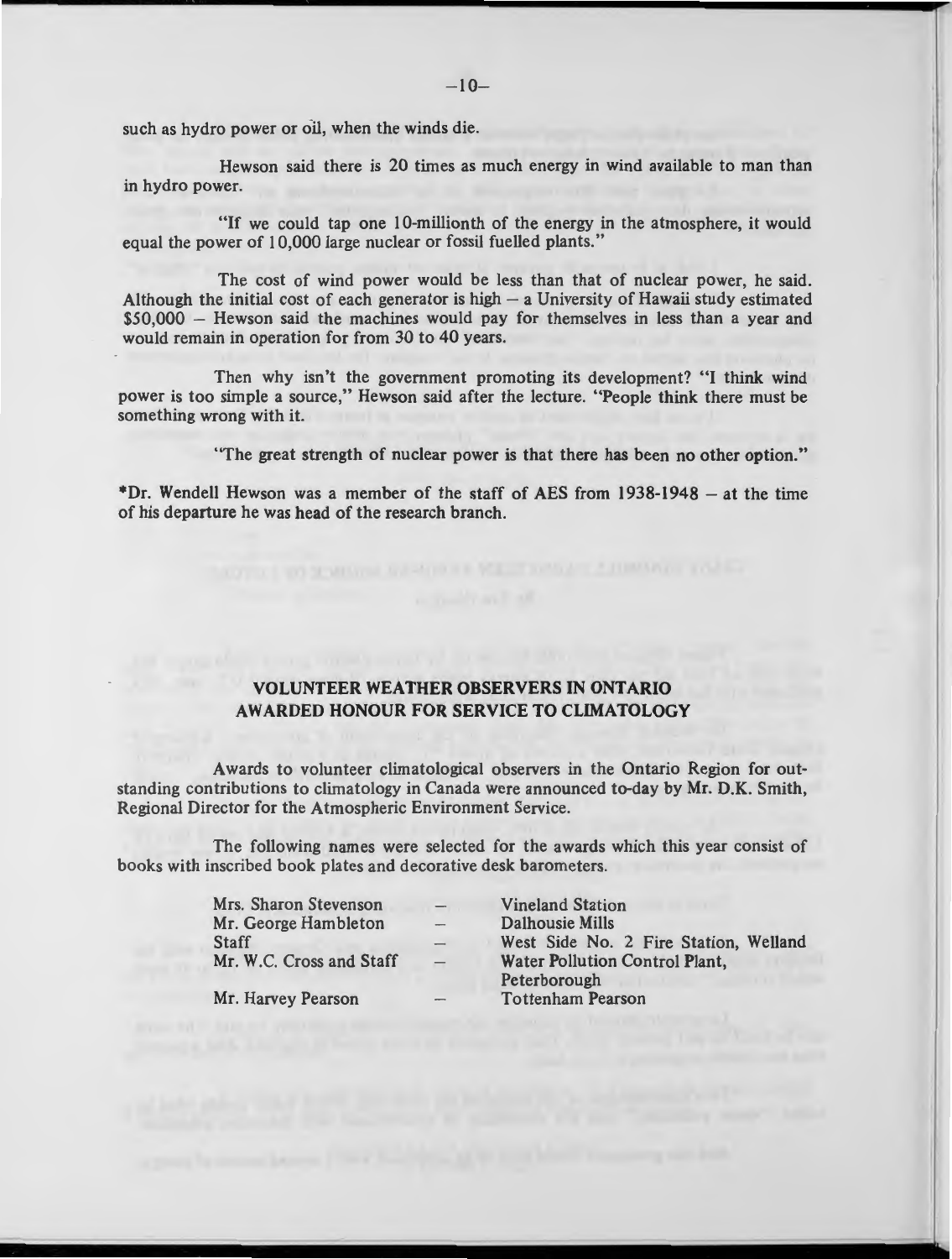such as hydro power or oil, when the winds die.

Hewson said there is 20 times as much energy in wind available to man than in hydro power.

"If we could tap one 10-millionth of the energy in the atmosphere, it would equal the power of 10,000 large nuclear or fossil fuelled plants."

The cost of wind power would be less than that of nuclear power, he said. Although the initial cost of each generator is high – a University of Hawaii study estimated $50,000 – Hewson said the machines would pay for themselves in less than a year and would remain in operation for from 30 to 40 years.

Then why isn't the government promoting its development? "I think wind power is too simple a source," Hewson said after the lecture. "People think there must be something wrong with it.

"The great strength of nuclear power is that there has been no other option."

*Dr. Wendell Hewson was a member of the staff of AES from 1938-1948 – at the time of his departure he was head of the research branch.

## VOLUNTEER WEATHER OBSERVERS IN ONTARIO AWARDED HONOUR FOR SERVICE TO CLIMATOLOGY

Awards to volunteer climatological observers in the Ontario Region for outstanding contributions to climatology in Canada were announced to-day by Mr. D.K. Smith, Regional Director for the Atmospheric Environment Service.

The following names were selected for the awards which this year consist of books with inscribed book plates and decorative desk barometers.

| | | |
|---|---|---|
| Mrs. Sharon Stevenson | – | Vineland Station |
| Mr. George Hambleton | – | Dalhousie Mills |
| Staff | – | West Side No. 2 Fire Station, Welland |
| Mr. W.C. Cross and Staff | – | Water Pollution Control Plant, Peterborough |
| Mr. Harvey Pearson | – | Tottenham Pearson |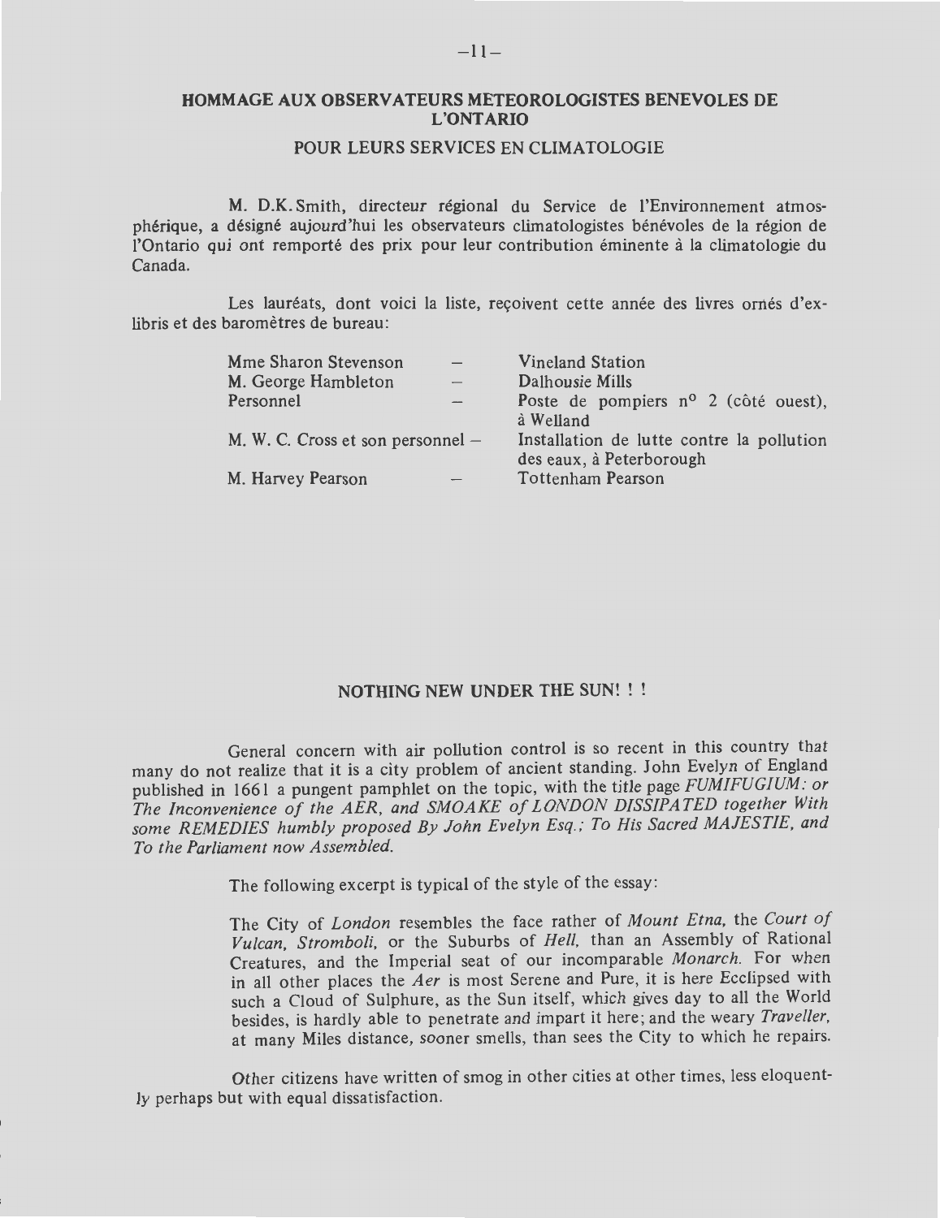## HOMMAGE AUX OBSERVATEURS METEOROLOGISTES BENEVOLES DE L'ONTARIO

### POUR LEURS SERVICES EN CLIMATOLOGIE

M. D.K. Smith, directeur régional du Service de l'Environnement atmosphérique, a désigné aujourd'hui les observateurs climatologistes bénévoles de la région de l'Ontario qui ont remporté des prix pour leur contribution éminente à la climatologie du Canada.

Les lauréats, dont voici la liste, reçoivent cette année des livres ornés d'ex-libris et des baromètres de bureau:

| | | |
|---|---|---|
| Mme Sharon Stevenson | – | Vineland Station |
| M. George Hambleton | – | Dalhousie Mills |
| Personnel | – | Poste de pompiers nº 2 (côté ouest), à Welland |
| M. W. C. Cross et son personnel | – | Installation de lutte contre la pollution des eaux, à Peterborough |
| M. Harvey Pearson | – | Tottenham Pearson |

## NOTHING NEW UNDER THE SUN! ! !

General concern with air pollution control is so recent in this country that many do not realize that it is a city problem of ancient standing. John Evelyn of England published in 1661 a pungent pamphlet on the topic, with the title page *FUMIFUGIUM: or The Inconvenience of the AER, and SMOAKE of LONDON DISSIPATED together With some REMEDIES humbly proposed By John Evelyn Esq.; To His Sacred MAJESTIE, and To the Parliament now Assembled.*

The following excerpt is typical of the style of the essay:

> The City of *London* resembles the face rather of *Mount Etna*, the *Court of Vulcan, Stromboli*, or the Suburbs of *Hell*, than an Assembly of Rational Creatures, and the Imperial seat of our incomparable *Monarch*. For when in all other places the *Aer* is most Serene and Pure, it is here Ecclipsed with such a Cloud of Sulphure, as the Sun itself, which gives day to all the World besides, is hardly able to penetrate and impart it here; and the weary *Traveller*, at many Miles distance, sooner smells, than sees the City to which he repairs.

Other citizens have written of smog in other cities at other times, less eloquently perhaps but with equal dissatisfaction.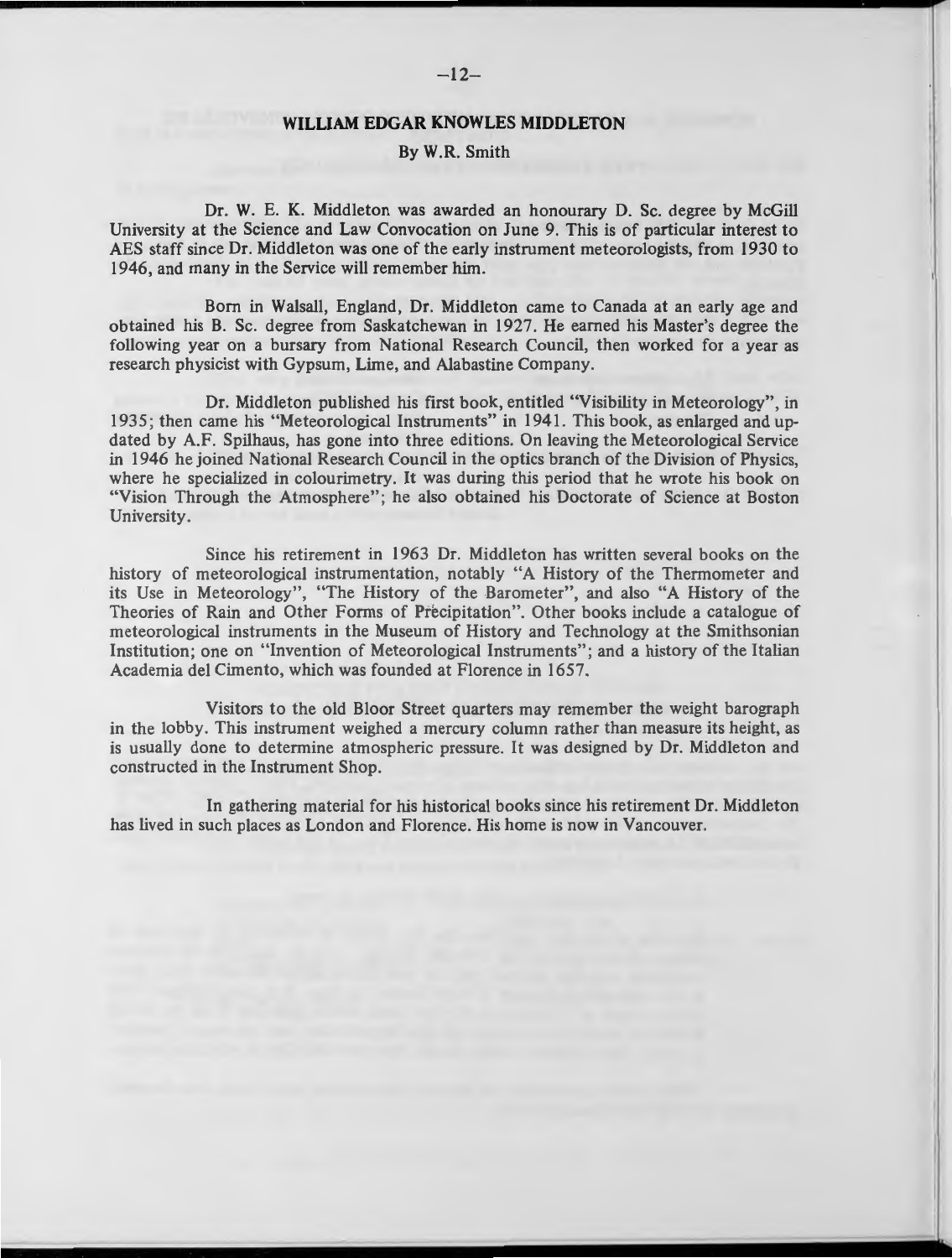## WILLIAM EDGAR KNOWLES MIDDLETON

By W.R. Smith

Dr. W. E. K. Middleton was awarded an honourary D. Sc. degree by McGill University at the Science and Law Convocation on June 9. This is of particular interest to AES staff since Dr. Middleton was one of the early instrument meteorologists, from 1930 to 1946, and many in the Service will remember him.

Born in Walsall, England, Dr. Middleton came to Canada at an early age and obtained his B. Sc. degree from Saskatchewan in 1927. He earned his Master's degree the following year on a bursary from National Research Council, then worked for a year as research physicist with Gypsum, Lime, and Alabastine Company.

Dr. Middleton published his first book, entitled "Visibility in Meteorology", in 1935; then came his "Meteorological Instruments" in 1941. This book, as enlarged and updated by A.F. Spilhaus, has gone into three editions. On leaving the Meteorological Service in 1946 he joined National Research Council in the optics branch of the Division of Physics, where he specialized in colourimetry. It was during this period that he wrote his book on "Vision Through the Atmosphere"; he also obtained his Doctorate of Science at Boston University.

Since his retirement in 1963 Dr. Middleton has written several books on the history of meteorological instrumentation, notably "A History of the Thermometer and its Use in Meteorology", "The History of the Barometer", and also "A History of the Theories of Rain and Other Forms of Precipitation". Other books include a catalogue of meteorological instruments in the Museum of History and Technology at the Smithsonian Institution; one on "Invention of Meteorological Instruments"; and a history of the Italian Academia del Cimento, which was founded at Florence in 1657.

Visitors to the old Bloor Street quarters may remember the weight barograph in the lobby. This instrument weighed a mercury column rather than measure its height, as is usually done to determine atmospheric pressure. It was designed by Dr. Middleton and constructed in the Instrument Shop.

In gathering material for his historical books since his retirement Dr. Middleton has lived in such places as London and Florence. His home is now in Vancouver.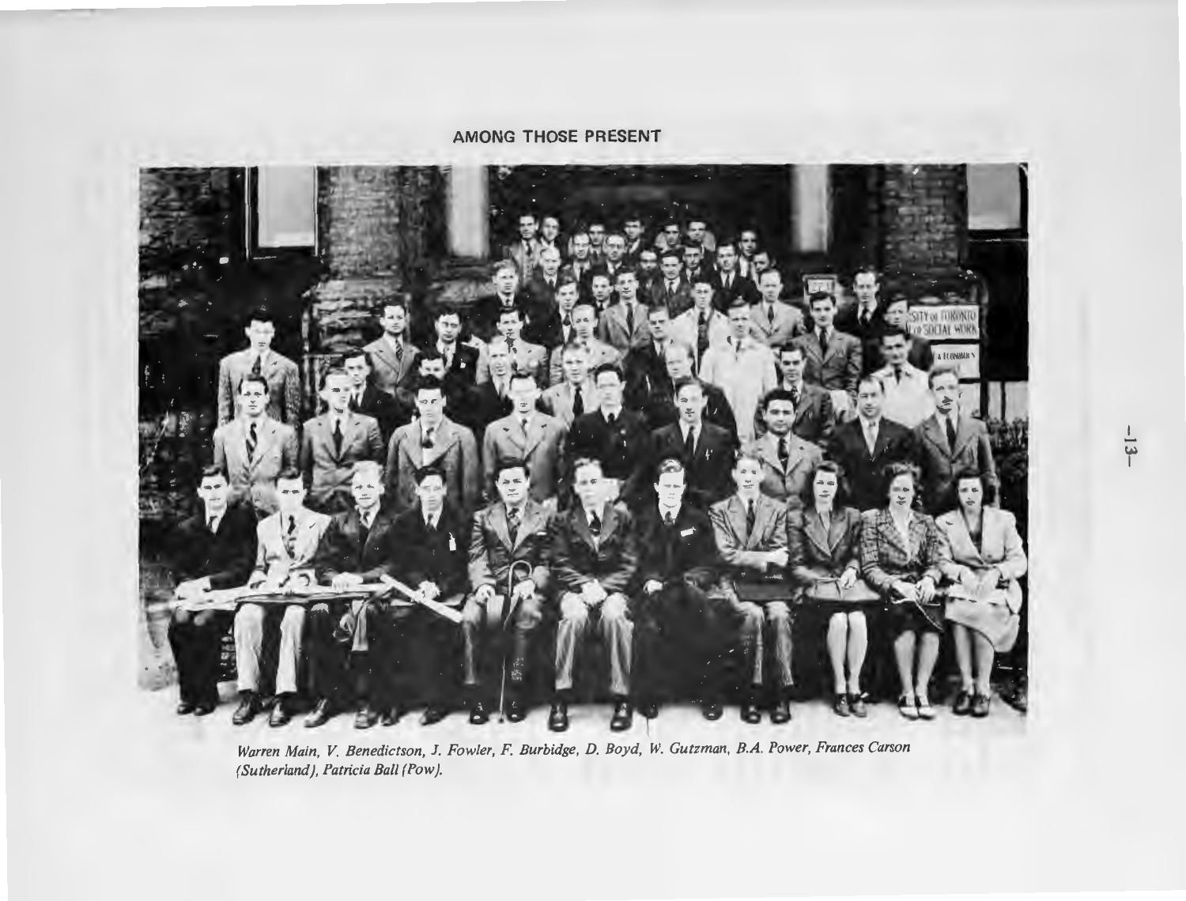AMONG THOSE PRESENT

*Warren Main, V. Benedictson, J. Fowler, F. Burbidge, D. Boyd, W. Gutzman, B.A. Power, Frances Carson (Sutherland), Patricia Ball (Pow).*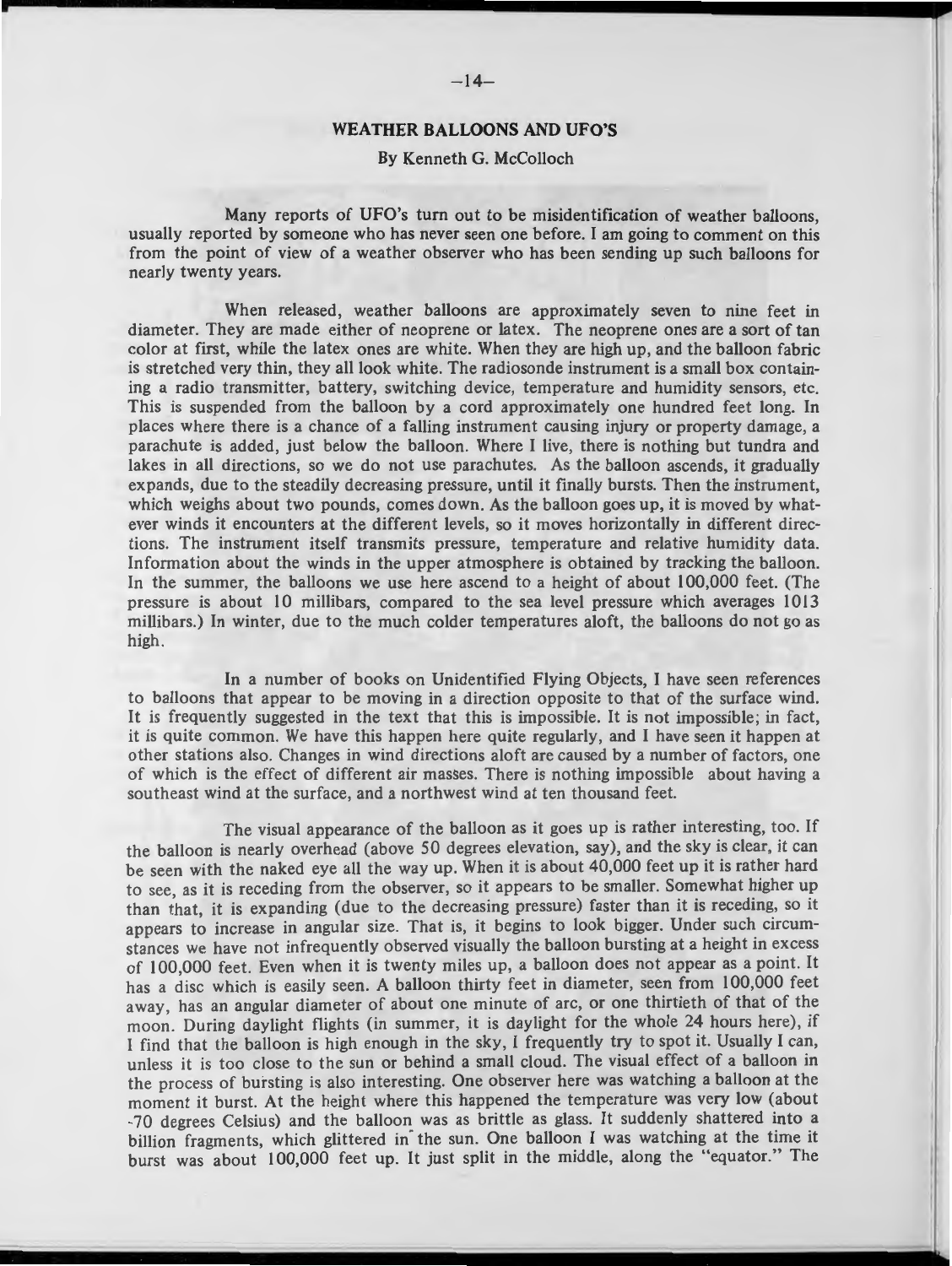## WEATHER BALLOONS AND UFO'S

By Kenneth G. McColloch

Many reports of UFO's turn out to be misidentification of weather balloons, usually reported by someone who has never seen one before. I am going to comment on this from the point of view of a weather observer who has been sending up such balloons for nearly twenty years.

When released, weather balloons are approximately seven to nine feet in diameter. They are made either of neoprene or latex. The neoprene ones are a sort of tan color at first, while the latex ones are white. When they are high up, and the balloon fabric is stretched very thin, they all look white. The radiosonde instrument is a small box containing a radio transmitter, battery, switching device, temperature and humidity sensors, etc. This is suspended from the balloon by a cord approximately one hundred feet long. In places where there is a chance of a falling instrument causing injury or property damage, a parachute is added, just below the balloon. Where I live, there is nothing but tundra and lakes in all directions, so we do not use parachutes. As the balloon ascends, it gradually expands, due to the steadily decreasing pressure, until it finally bursts. Then the instrument, which weighs about two pounds, comes down. As the balloon goes up, it is moved by whatever winds it encounters at the different levels, so it moves horizontally in different directions. The instrument itself transmits pressure, temperature and relative humidity data. Information about the winds in the upper atmosphere is obtained by tracking the balloon. In the summer, the balloons we use here ascend to a height of about 100,000 feet. (The pressure is about 10 millibars, compared to the sea level pressure which averages 1013 millibars.) In winter, due to the much colder temperatures aloft, the balloons do not go as high.

In a number of books on Unidentified Flying Objects, I have seen references to balloons that appear to be moving in a direction opposite to that of the surface wind. It is frequently suggested in the text that this is impossible. It is not impossible; in fact, it is quite common. We have this happen here quite regularly, and I have seen it happen at other stations also. Changes in wind directions aloft are caused by a number of factors, one of which is the effect of different air masses. There is nothing impossible about having a southeast wind at the surface, and a northwest wind at ten thousand feet.

The visual appearance of the balloon as it goes up is rather interesting, too. If the balloon is nearly overhead (above 50 degrees elevation, say), and the sky is clear, it can be seen with the naked eye all the way up. When it is about 40,000 feet up it is rather hard to see, as it is receding from the observer, so it appears to be smaller. Somewhat higher up than that, it is expanding (due to the decreasing pressure) faster than it is receding, so it appears to increase in angular size. That is, it begins to look bigger. Under such circumstances we have not infrequently observed visually the balloon bursting at a height in excess of 100,000 feet. Even when it is twenty miles up, a balloon does not appear as a point. It has a disc which is easily seen. A balloon thirty feet in diameter, seen from 100,000 feet away, has an angular diameter of about one minute of arc, or one thirtieth of that of the moon. During daylight flights (in summer, it is daylight for the whole 24 hours here), if I find that the balloon is high enough in the sky, I frequently try to spot it. Usually I can, unless it is too close to the sun or behind a small cloud. The visual effect of a balloon in the process of bursting is also interesting. One observer here was watching a balloon at the moment it burst. At the height where this happened the temperature was very low (about -70 degrees Celsius) and the balloon was as brittle as glass. It suddenly shattered into a billion fragments, which glittered in the sun. One balloon I was watching at the time it burst was about 100,000 feet up. It just split in the middle, along the "equator." The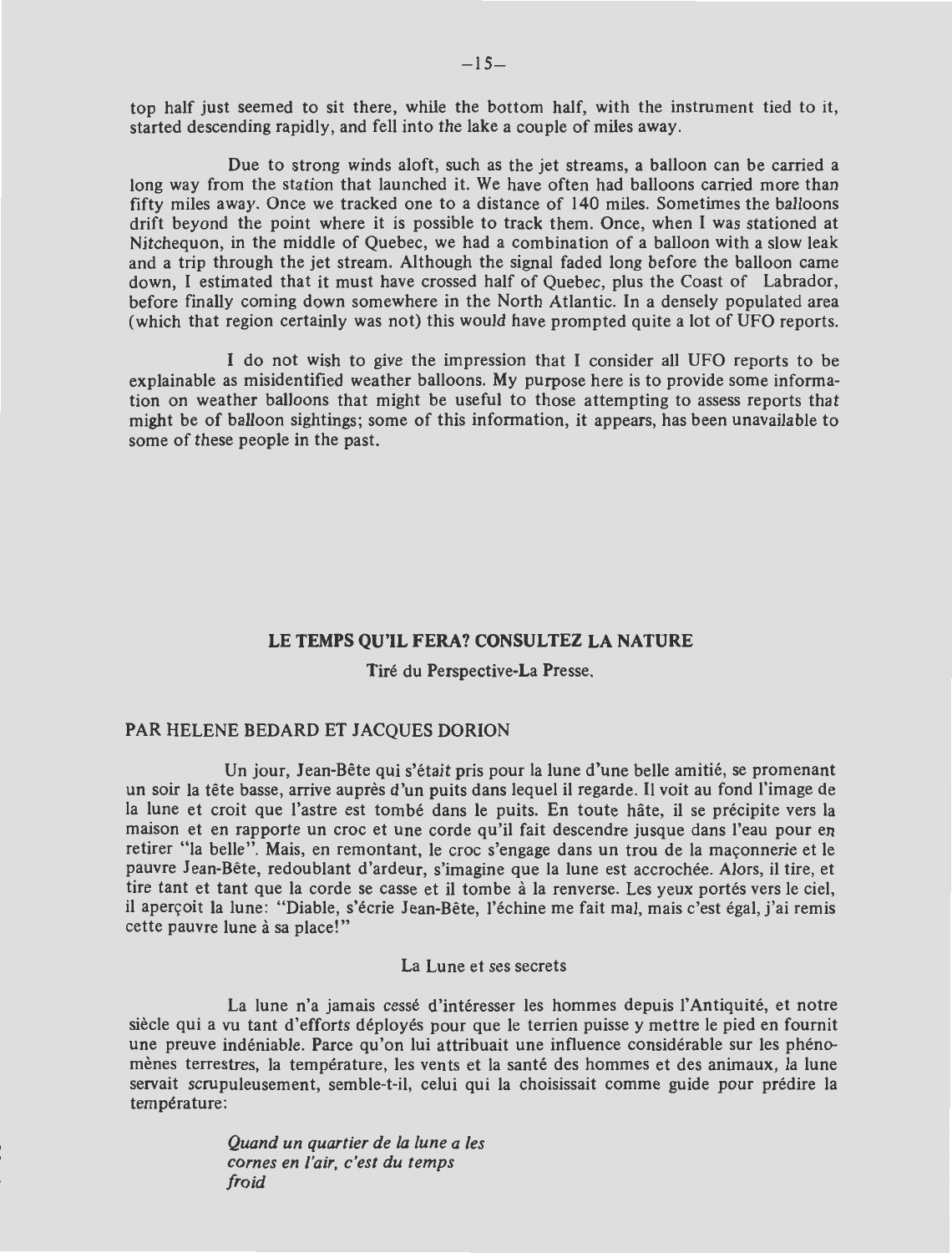top half just seemed to sit there, while the bottom half, with the instrument tied to it, started descending rapidly, and fell into the lake a couple of miles away.

Due to strong winds aloft, such as the jet streams, a balloon can be carried a long way from the station that launched it. We have often had balloons carried more than fifty miles away. Once we tracked one to a distance of 140 miles. Sometimes the balloons drift beyond the point where it is possible to track them. Once, when I was stationed at Nitchequon, in the middle of Quebec, we had a combination of a balloon with a slow leak and a trip through the jet stream. Although the signal faded long before the balloon came down, I estimated that it must have crossed half of Quebec, plus the Coast of Labrador, before finally coming down somewhere in the North Atlantic. In a densely populated area (which that region certainly was not) this would have prompted quite a lot of UFO reports.

I do not wish to give the impression that I consider all UFO reports to be explainable as misidentified weather balloons. My purpose here is to provide some information on weather balloons that might be useful to those attempting to assess reports that might be of balloon sightings; some of this information, it appears, has been unavailable to some of these people in the past.

## LE TEMPS QU'IL FERA? CONSULTEZ LA NATURE

**Tiré du Perspective-La Presse.**

PAR HELENE BEDARD ET JACQUES DORION

Un jour, Jean-Bête qui s'était pris pour la lune d'une belle amitié, se promenant un soir la tête basse, arrive auprès d'un puits dans lequel il regarde. Il voit au fond l'image de la lune et croit que l'astre est tombé dans le puits. En toute hâte, il se précipite vers la maison et en rapporte un croc et une corde qu'il fait descendre jusque dans l'eau pour en retirer "la belle". Mais, en remontant, le croc s'engage dans un trou de la maçonnerie et le pauvre Jean-Bête, redoublant d'ardeur, s'imagine que la lune est accrochée. Alors, il tire, et tire tant et tant que la corde se casse et il tombe à la renverse. Les yeux portés vers le ciel, il aperçoit la lune: "Diable, s'écrie Jean-Bête, l'échine me fait mal, mais c'est égal, j'ai remis cette pauvre lune à sa place!"

### La Lune et ses secrets

La lune n'a jamais cessé d'intéresser les hommes depuis l'Antiquité, et notre siècle qui a vu tant d'efforts déployés pour que le terrien puisse y mettre le pied en fournit une preuve indéniable. Parce qu'on lui attribuait une influence considérable sur les phénomènes terrestres, la température, les vents et la santé des hommes et des animaux, la lune servait scrupuleusement, semble-t-il, celui qui la choisissait comme guide pour prédire la température:

*Quand un quartier de la lune a les cornes en l'air, c'est du temps froid*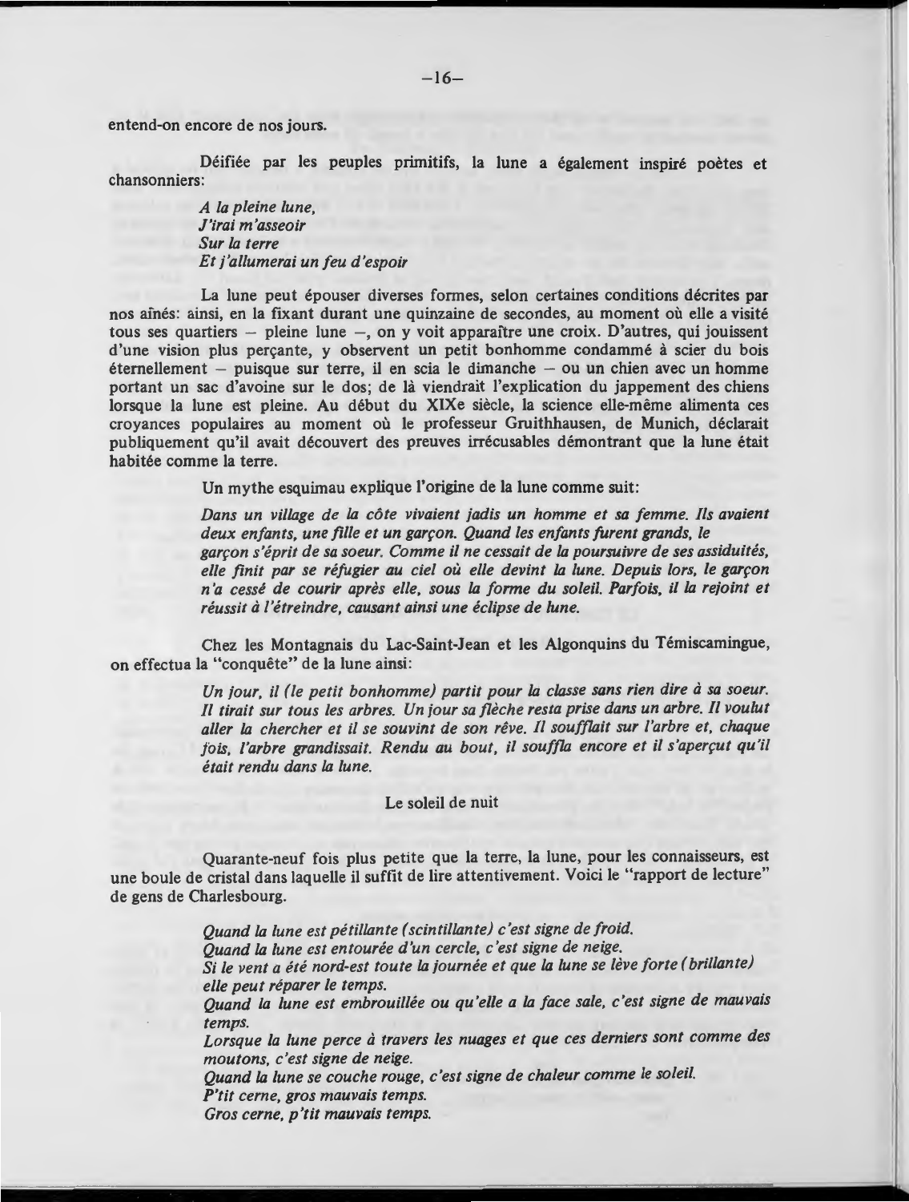entend-on encore de nos jours.

Déifiée par les peuples primitifs, la lune a également inspiré poètes et chansonniers:

*A la pleine lune,*
*J'irai m'asseoir*
*Sur la terre*
*Et j'allumerai un feu d'espoir*

La lune peut épouser diverses formes, selon certaines conditions décrites par nos aînés: ainsi, en la fixant durant une quinzaine de secondes, au moment où elle a visité tous ses quartiers – pleine lune –, on y voit apparaître une croix. D'autres, qui jouissent d'une vision plus perçante, y observent un petit bonhomme condamné à scier du bois éternellement – puisque sur terre, il en scia le dimanche – ou un chien avec un homme portant un sac d'avoine sur le dos; de là viendrait l'explication du jappement des chiens lorsque la lune est pleine. Au début du XIXe siècle, la science elle-même alimenta ces croyances populaires au moment où le professeur Gruithhausen, de Munich, déclarait publiquement qu'il avait découvert des preuves irrécusables démontrant que la lune était habitée comme la terre.

Un mythe esquimau explique l'origine de la lune comme suit:

*Dans un village de la côte vivaient jadis un homme et sa femme. Ils avaient deux enfants, une fille et un garçon. Quand les enfants furent grands, le garçon s'éprit de sa soeur. Comme il ne cessait de la poursuivre de ses assiduités, elle finit par se réfugier au ciel où elle devint la lune. Depuis lors, le garçon n'a cessé de courir après elle, sous la forme du soleil. Parfois, il la rejoint et réussit à l'étreindre, causant ainsi une éclipse de lune.*

Chez les Montagnais du Lac-Saint-Jean et les Algonquins du Témiscamingue, on effectua la "conquête" de la lune ainsi:

*Un jour, il (le petit bonhomme) partit pour la classe sans rien dire à sa soeur. Il tirait sur tous les arbres. Un jour sa flèche resta prise dans un arbre. Il voulut aller la chercher et il se souvint de son rêve. Il soufflait sur l'arbre et, chaque fois, l'arbre grandissait. Rendu au bout, il souffla encore et il s'aperçut qu'il était rendu dans la lune.*

## Le soleil de nuit

Quarante-neuf fois plus petite que la terre, la lune, pour les connaisseurs, est une boule de cristal dans laquelle il suffit de lire attentivement. Voici le "rapport de lecture" de gens de Charlesbourg.

*Quand la lune est pétillante (scintillante) c'est signe de froid.*
*Quand la lune est entourée d'un cercle, c'est signe de neige.*
*Si le vent a été nord-est toute la journée et que la lune se lève forte (brillante) elle peut réparer le temps.*
*Quand la lune est embrouillée ou qu'elle a la face sale, c'est signe de mauvais temps.*
*Lorsque la lune perce à travers les nuages et que ces derniers sont comme des moutons, c'est signe de neige.*
*Quand la lune se couche rouge, c'est signe de chaleur comme le soleil.*
*P'tit cerne, gros mauvais temps.*
*Gros cerne, p'tit mauvais temps.*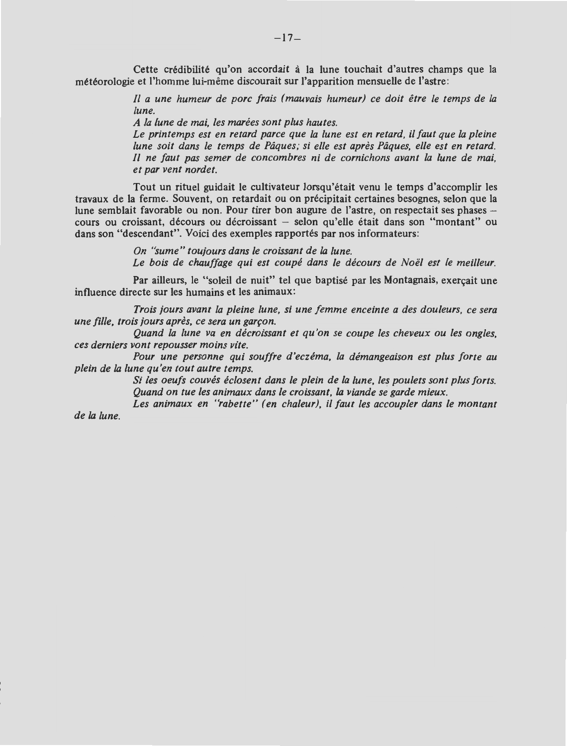Cette crédibilité qu'on accordait à la lune touchait d'autres champs que la météorologie et l'homme lui-même discourait sur l'apparition mensuelle de l'astre:

> *Il a une humeur de porc frais (mauvais humeur) ce doit être le temps de la lune.*
> *A la lune de mai, les marées sont plus hautes.*
> *Le printemps est en retard parce que la lune est en retard, il faut que la pleine lune soit dans le temps de Pâques; si elle est après Pâques, elle est en retard.*
> *Il ne faut pas semer de concombres ni de cornichons avant la lune de mai, et par vent nordet.*

Tout un rituel guidait le cultivateur lorsqu'était venu le temps d'accomplir les travaux de la ferme. Souvent, on retardait ou on précipitait certaines besognes, selon que la lune semblait favorable ou non. Pour tirer bon augure de l'astre, on respectait ses phases — cours ou croissant, décours ou décroissant — selon qu'elle était dans son "montant" ou dans son "descendant". Voici des exemples rapportés par nos informateurs:

> *On "sume" toujours dans le croissant de la lune.*
> *Le bois de chauffage qui est coupé dans le décours de Noël est le meilleur.*

Par ailleurs, le "soleil de nuit" tel que baptisé par les Montagnais, exerçait une influence directe sur les humains et les animaux:

*Trois jours avant la pleine lune, si une femme enceinte a des douleurs, ce sera une fille, trois jours après, ce sera un garçon.*

*Quand la lune va en décroissant et qu'on se coupe les cheveux ou les ongles, ces derniers vont repousser moins vite.*

*Pour une personne qui souffre d'eczéma, la démangeaison est plus forte au plein de la lune qu'en tout autre temps.*

*Si les oeufs couvés éclosent dans le plein de la lune, les poulets sont plus forts.*

*Quand on tue les animaux dans le croissant, la viande se garde mieux.*

*Les animaux en "rabette" (en chaleur), il faut les accoupler dans le montant de la lune.*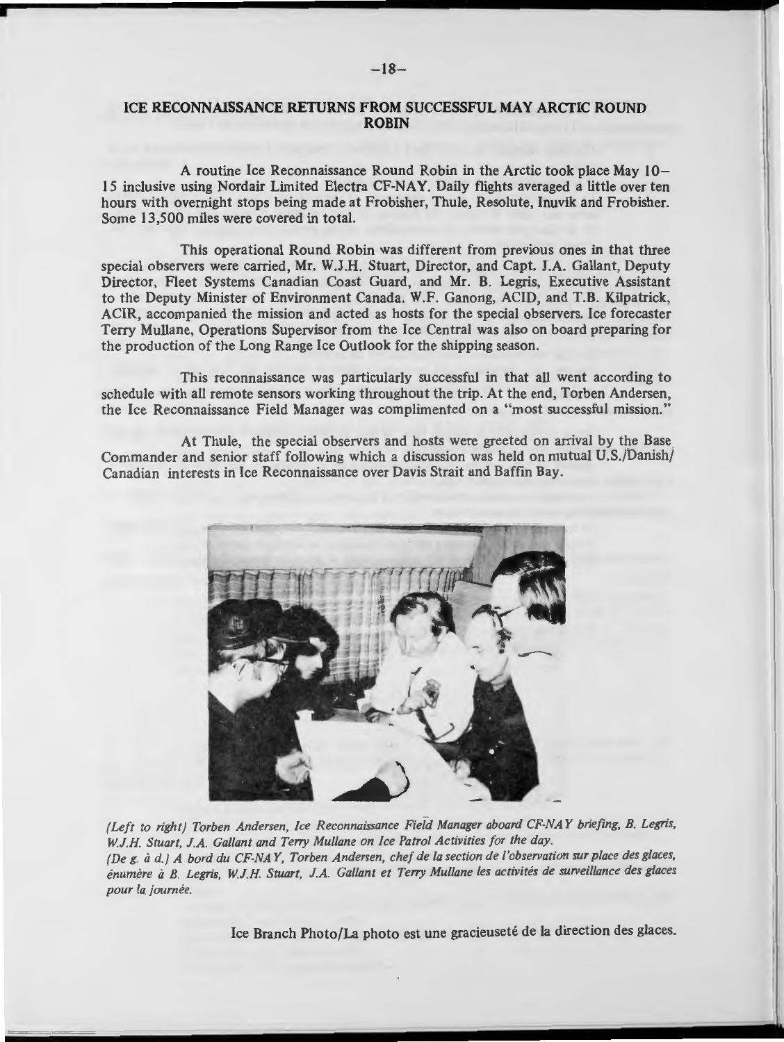## ICE RECONNAISSANCE RETURNS FROM SUCCESSFUL MAY ARCTIC ROUND ROBIN

A routine Ice Reconnaissance Round Robin in the Arctic took place May 10–15 inclusive using Nordair Limited Electra CF-NAY. Daily flights averaged a little over ten hours with overnight stops being made at Frobisher, Thule, Resolute, Inuvik and Frobisher. Some 13,500 miles were covered in total.

This operational Round Robin was different from previous ones in that three special observers were carried, Mr. W.J.H. Stuart, Director, and Capt. J.A. Gallant, Deputy Director, Fleet Systems Canadian Coast Guard, and Mr. B. Legris, Executive Assistant to the Deputy Minister of Environment Canada. W.F. Ganong, ACID, and T.B. Kilpatrick, ACIR, accompanied the mission and acted as hosts for the special observers. Ice forecaster Terry Mullane, Operations Supervisor from the Ice Central was also on board preparing for the production of the Long Range Ice Outlook for the shipping season.

This reconnaissance was particularly successful in that all went according to schedule with all remote sensors working throughout the trip. At the end, Torben Andersen, the Ice Reconnaissance Field Manager was complimented on a "most successful mission."

At Thule, the special observers and hosts were greeted on arrival by the Base Commander and senior staff following which a discussion was held on mutual U.S./Danish/Canadian interests in Ice Reconnaissance over Davis Strait and Baffin Bay.

*(Left to right) Torben Andersen, Ice Reconnaissance Field Manager aboard CF-NAY briefing, B. Legris, W.J.H. Stuart, J.A. Gallant and Terry Mullane on Ice Patrol Activities for the day.*
*(De g. à d.) A bord du CF-NAY, Torben Andersen, chef de la section de l'observation sur place des glaces, énumère à B. Legris, W.J.H. Stuart, J.A. Gallant et Terry Mullane les activités de surveillance des glaces pour la journée.*

Ice Branch Photo/La photo est une gracieuseté de la direction des glaces.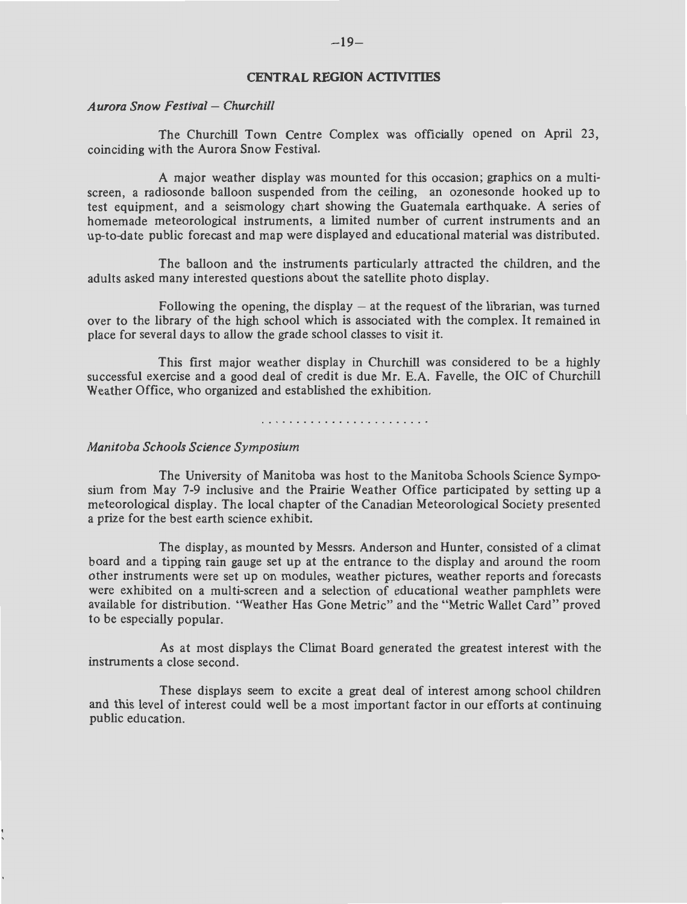## CENTRAL REGION ACTIVITIES

### *Aurora Snow Festival – Churchill*

The Churchill Town Centre Complex was officially opened on April 23, coinciding with the Aurora Snow Festival.

A major weather display was mounted for this occasion; graphics on a multi-screen, a radiosonde balloon suspended from the ceiling, an ozonesonde hooked up to test equipment, and a seismology chart showing the Guatemala earthquake. A series of homemade meteorological instruments, a limited number of current instruments and an up-to-date public forecast and map were displayed and educational material was distributed.

The balloon and the instruments particularly attracted the children, and the adults asked many interested questions about the satellite photo display.

Following the opening, the display – at the request of the librarian, was turned over to the library of the high school which is associated with the complex. It remained in place for several days to allow the grade school classes to visit it.

This first major weather display in Churchill was considered to be a highly successful exercise and a good deal of credit is due Mr. E.A. Favelle, the OIC of Churchill Weather Office, who organized and established the exhibition.

. . . . . . . . . . . . . . . . . . . . . . . .

### *Manitoba Schools Science Symposium*

The University of Manitoba was host to the Manitoba Schools Science Symposium from May 7-9 inclusive and the Prairie Weather Office participated by setting up a meteorological display. The local chapter of the Canadian Meteorological Society presented a prize for the best earth science exhibit.

The display, as mounted by Messrs. Anderson and Hunter, consisted of a climat board and a tipping rain gauge set up at the entrance to the display and around the room other instruments were set up on modules, weather pictures, weather reports and forecasts were exhibited on a multi-screen and a selection of educational weather pamphlets were available for distribution. "Weather Has Gone Metric" and the "Metric Wallet Card" proved to be especially popular.

As at most displays the Climat Board generated the greatest interest with the instruments a close second.

These displays seem to excite a great deal of interest among school children and this level of interest could well be a most important factor in our efforts at continuing public education.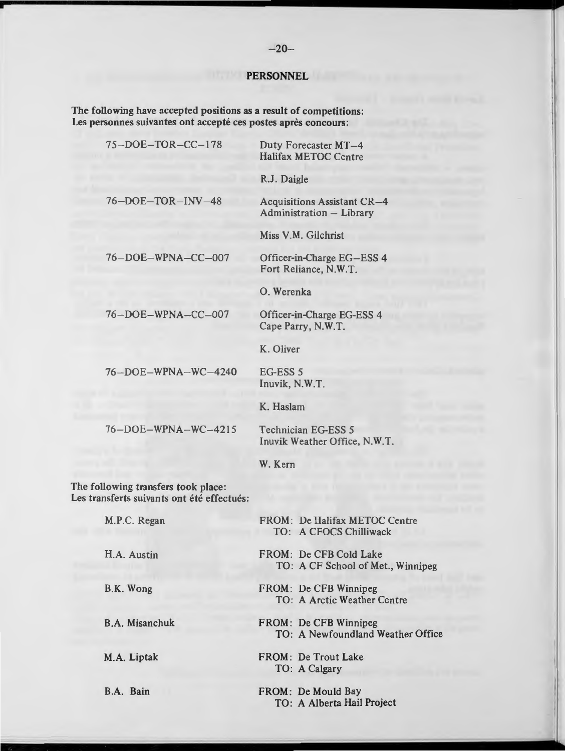## PERSONNEL

**The following have accepted positions as a result of competitions:**
**Les personnes suivantes ont accepté ces postes après concours:**

| | |
|---|---|
| 75–DOE–TOR–CC–178 | Duty Forecaster MT–4<br>Halifax METOC Centre<br><br>R.J. Daigle |
| 76–DOE–TOR–INV–48 | Acquisitions Assistant CR–4<br>Administration – Library<br><br>Miss V.M. Gilchrist |
| 76–DOE–WPNA–CC–007 | Officer-in-Charge EG–ESS 4<br>Fort Reliance, N.W.T.<br><br>O. Werenka |
| 76–DOE–WPNA–CC–007 | Officer-in-Charge EG-ESS 4<br>Cape Parry, N.W.T.<br><br>K. Oliver |
| 76–DOE–WPNA–WC–4240 | EG-ESS 5<br>Inuvik, N.W.T.<br><br>K. Haslam |
| 76–DOE–WPNA–WC–4215 | Technician EG-ESS 5<br>Inuvik Weather Office, N.W.T.<br><br>W. Kern |

**The following transfers took place:**
**Les transferts suivants ont été effectués:**

| | |
|---|---|
| M.P.C. Regan | FROM: De Halifax METOC Centre<br>TO: A CFOCS Chilliwack |
| H.A. Austin | FROM: De CFB Cold Lake<br>TO: A CF School of Met., Winnipeg |
| B.K. Wong | FROM: De CFB Winnipeg<br>TO: A Arctic Weather Centre |
| B.A. Misanchuk | FROM: De CFB Winnipeg<br>TO: A Newfoundland Weather Office |
| M.A. Liptak | FROM: De Trout Lake<br>TO: A Calgary |
| B.A. Bain | FROM: De Mould Bay<br>TO: A Alberta Hail Project |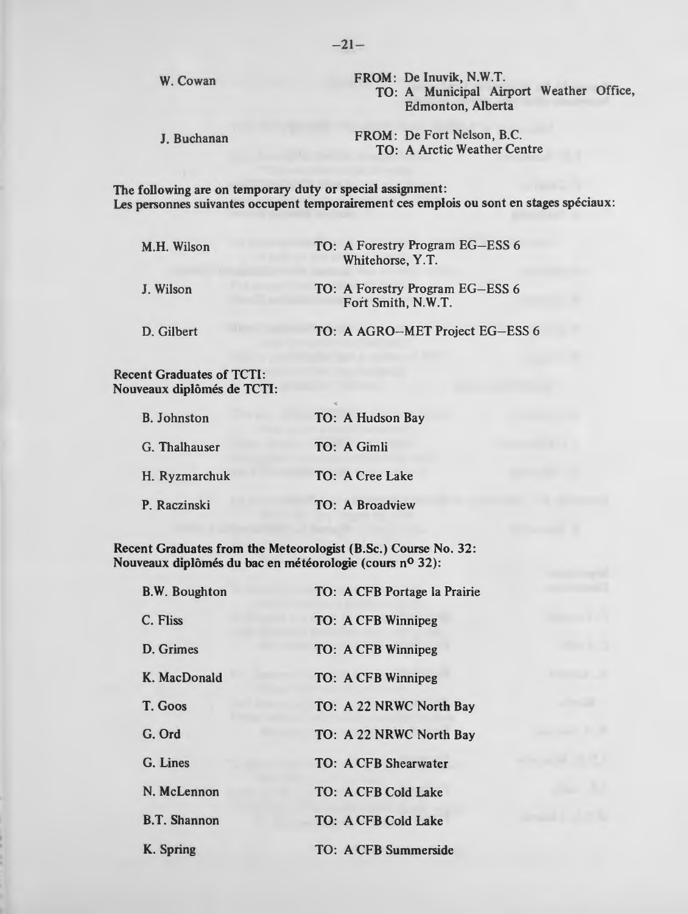W. Cowan — FROM: De Inuvik, N.W.T.
TO: A Municipal Airport Weather Office, Edmonton, Alberta

J. Buchanan — FROM: De Fort Nelson, B.C.
TO: A Arctic Weather Centre

**The following are on temporary duty or special assignment:**
**Les personnes suivantes occupent temporairement ces emplois ou sont en stages spéciaux:**

| | |
|---|---|
| M.H. Wilson | TO: A Forestry Program EG–ESS 6 Whitehorse, Y.T. |
| J. Wilson | TO: A Forestry Program EG–ESS 6 Fort Smith, N.W.T. |
| D. Gilbert | TO: A AGRO–MET Project EG–ESS 6 |

**Recent Graduates of TCTI:**
**Nouveaux diplômés de TCTI:**

| | |
|---|---|
| B. Johnston | TO: A Hudson Bay |
| G. Thalhauser | TO: A Gimli |
| H. Ryzmarchuk | TO: A Cree Lake |
| P. Raczinski | TO: A Broadview |

**Recent Graduates from the Meteorologist (B.Sc.) Course No. 32:**
**Nouveaux diplômés du bac en météorologie (cours n$^{o}$ 32):**

| | |
|---|---|
| B.W. Boughton | TO: A CFB Portage la Prairie |
| C. Fliss | TO: A CFB Winnipeg |
| D. Grimes | TO: A CFB Winnipeg |
| K. MacDonald | TO: A CFB Winnipeg |
| T. Goos | TO: A 22 NRWC North Bay |
| G. Ord | TO: A 22 NRWC North Bay |
| G. Lines | TO: A CFB Shearwater |
| N. McLennon | TO: A CFB Cold Lake |
| B.T. Shannon | TO: A CFB Cold Lake |
| K. Spring | TO: A CFB Summerside |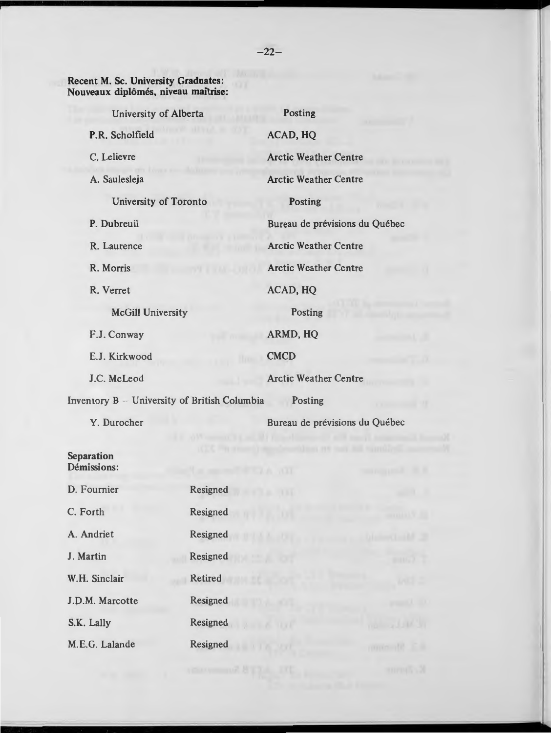**Recent M. Sc. University Graduates:**
**Nouveaux diplômés, niveau maîtrise:**

| University of Alberta | Posting |
|---|---|
| P.R. Scholfield | ACAD, HQ |
| C. Lelievre | Arctic Weather Centre |
| A. Saulesleja | Arctic Weather Centre |

| University of Toronto | Posting |
|---|---|
| P. Dubreuil | Bureau de prévisions du Québec |
| R. Laurence | Arctic Weather Centre |
| R. Morris | Arctic Weather Centre |
| R. Verret | ACAD, HQ |

| McGill University | Posting |
|---|---|
| F.J. Conway | ARMD, HQ |
| E.J. Kirkwood | CMCD |
| J.C. McLeod | Arctic Weather Centre |

| Inventory B – University of British Columbia | Posting |
|---|---|
| Y. Durocher | Bureau de prévisions du Québec |

**Separation**
**Démissions:**

| | |
|---|---|
| D. Fournier | Resigned |
| C. Forth | Resigned |
| A. Andriet | Resigned |
| J. Martin | Resigned |
| W.H. Sinclair | Retired |
| J.D.M. Marcotte | Resigned |
| S.K. Lally | Resigned |
| M.E.G. Lalande | Resigned |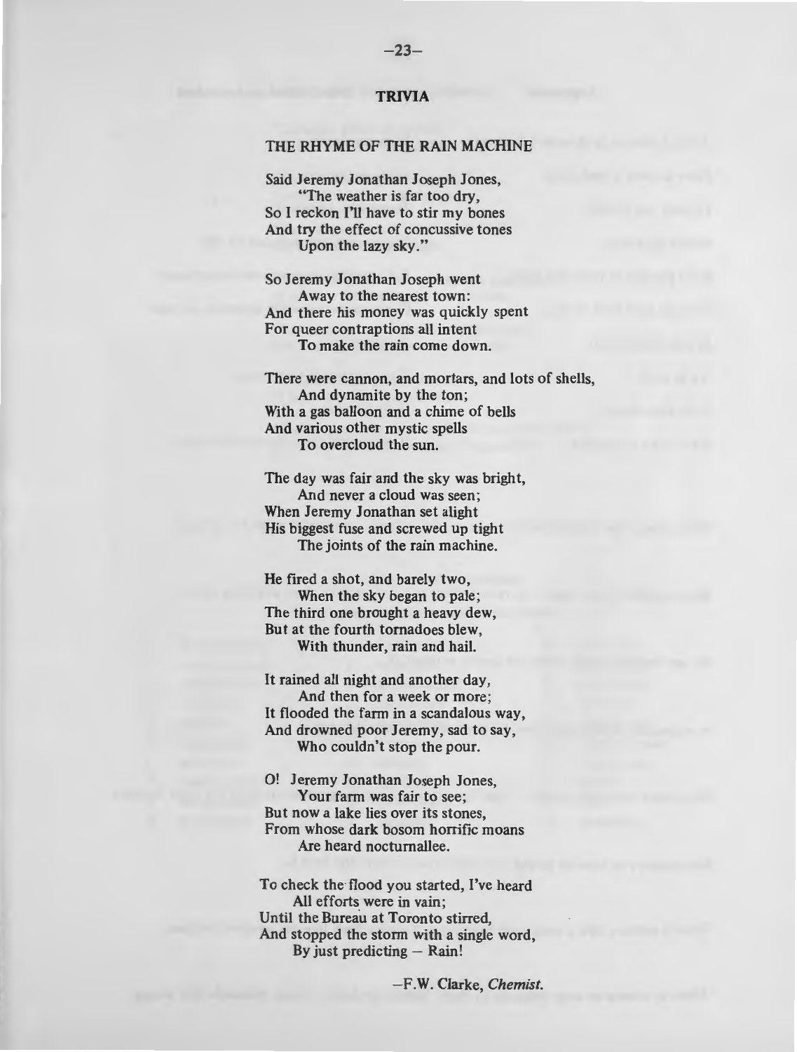## TRIVIA

### THE RHYME OF THE RAIN MACHINE

Said Jeremy Jonathan Joseph Jones,
"The weather is far too dry,
So I reckon I'll have to stir my bones
And try the effect of concussive tones
Upon the lazy sky."

So Jeremy Jonathan Joseph went
Away to the nearest town:
And there his money was quickly spent
For queer contraptions all intent
To make the rain come down.

There were cannon, and mortars, and lots of shells,
And dynamite by the ton;
With a gas balloon and a chime of bells
And various other mystic spells
To overcloud the sun.

The day was fair and the sky was bright,
And never a cloud was seen;
When Jeremy Jonathan set alight
His biggest fuse and screwed up tight
The joints of the rain machine.

He fired a shot, and barely two,
When the sky began to pale;
The third one brought a heavy dew,
But at the fourth tornadoes blew,
With thunder, rain and hail.

It rained all night and another day,
And then for a week or more;
It flooded the farm in a scandalous way,
And drowned poor Jeremy, sad to say,
Who couldn't stop the pour.

O! Jeremy Jonathan Joseph Jones,
Your farm was fair to see;
But now a lake lies over its stones,
From whose dark bosom horrific moans
Are heard nocturnallee.

To check the flood you started, I've heard
All efforts were in vain;
Until the Bureau at Toronto stirred,
And stopped the storm with a single word,
By just predicting – Rain!

–F.W. Clarke, *Chemist.*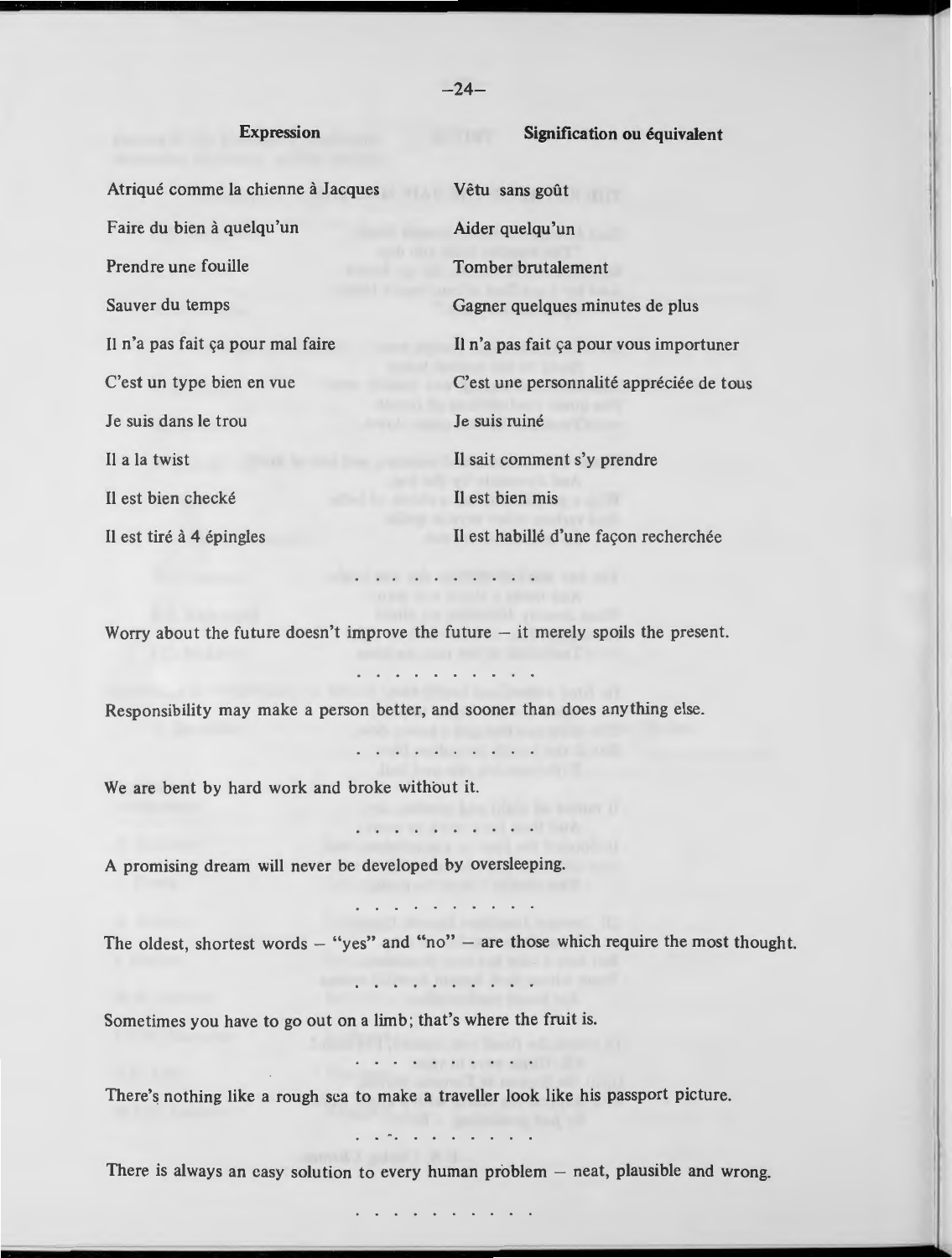| Expression | Signification ou équivalent |
|---|---|
| Atriqué comme la chienne à Jacques | Vêtu sans goût |
| Faire du bien à quelqu'un | Aider quelqu'un |
| Prendre une fouille | Tomber brutalement |
| Sauver du temps | Gagner quelques minutes de plus |
| Il n'a pas fait ça pour mal faire | Il n'a pas fait ça pour vous importuner |
| C'est un type bien en vue | C'est une personnalité appréciée de tous |
| Je suis dans le trou | Je suis ruiné |
| Il a la twist | Il sait comment s'y prendre |
| Il est bien checké | Il est bien mis |
| Il est tiré à 4 épingles | Il est habillé d'une façon recherchée |

. . . . . . . . . . .

Worry about the future doesn't improve the future – it merely spoils the present.

. . . . . . . . . . .

Responsibility may make a person better, and sooner than does anything else.

. . . . . . . . . . .

We are bent by hard work and broke without it.

. . . . . . . . . . .

A promising dream will never be developed by oversleeping.

. . . . . . . . . . .

The oldest, shortest words – "yes" and "no" – are those which require the most thought.

. . . . . . . . . . .

Sometimes you have to go out on a limb; that's where the fruit is.

. . . . . . . . . . .

There's nothing like a rough sea to make a traveller look like his passport picture.

. . . . . . . . . . .

There is always an easy solution to every human problem – neat, plausible and wrong.

. . . . . . . . . . .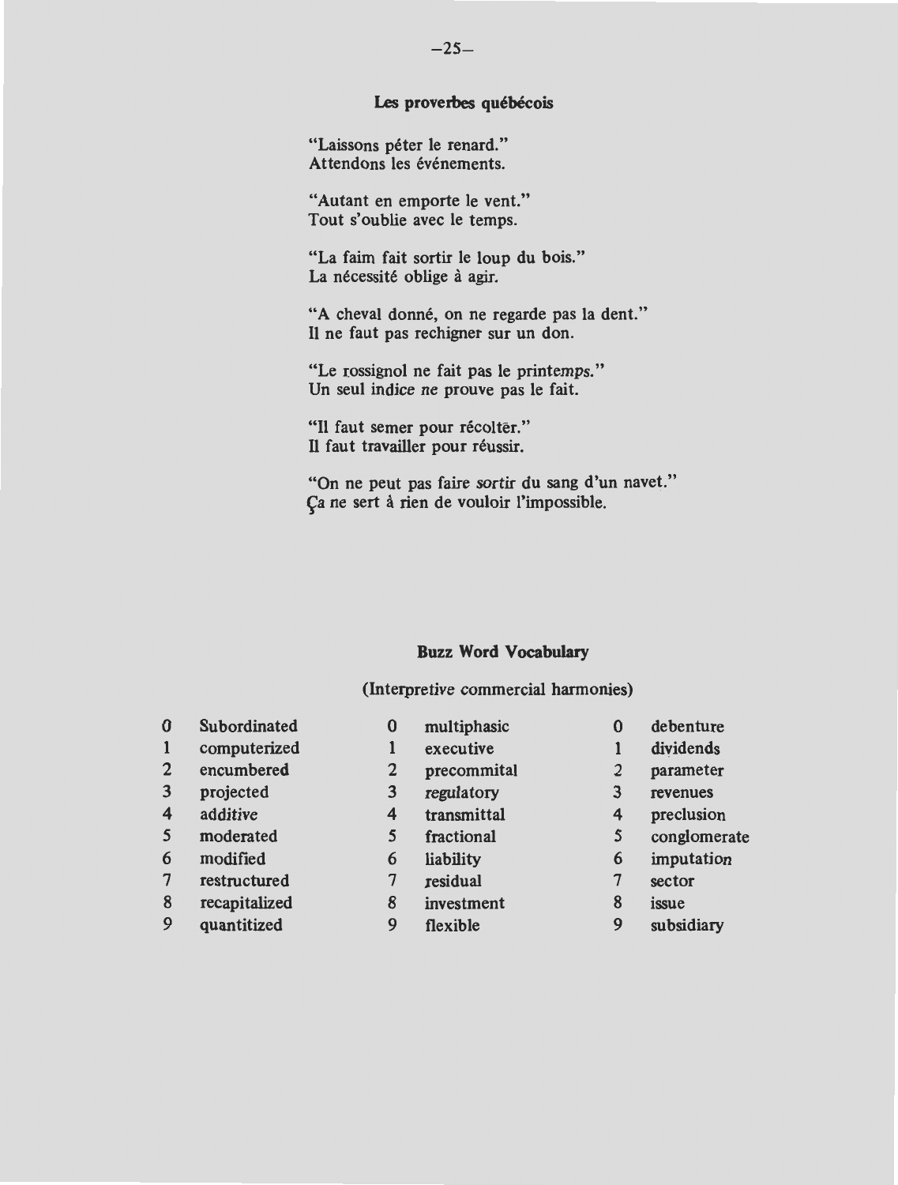## Les proverbes québécois

"Laissons péter le renard."
Attendons les événements.

"Autant en emporte le vent."
Tout s'oublie avec le temps.

"La faim fait sortir le loup du bois."
La nécessité oblige à agir.

"A cheval donné, on ne regarde pas la dent."
Il ne faut pas rechigner sur un don.

"Le rossignol ne fait pas le printemps."
Un seul indice ne prouve pas le fait.

"Il faut semer pour récolter."
Il faut travailler pour réussir.

"On ne peut pas faire sortir du sang d'un navet."
Ça ne sert à rien de vouloir l'impossible.

## Buzz Word Vocabulary

(Interpretive commercial harmonies)

| | | | | | |
|---|---|---|---|---|---|
| 0 | Subordinated | 0 | multiphasic | 0 | debenture |
| 1 | computerized | 1 | executive | 1 | dividends |
| 2 | encumbered | 2 | precommital | 2 | parameter |
| 3 | projected | 3 | regulatory | 3 | revenues |
| 4 | additive | 4 | transmittal | 4 | preclusion |
| 5 | moderated | 5 | fractional | 5 | conglomerate |
| 6 | modified | 6 | liability | 6 | imputation |
| 7 | restructured | 7 | residual | 7 | sector |
| 8 | recapitalized | 8 | investment | 8 | issue |
| 9 | quantitized | 9 | flexible | 9 | subsidiary |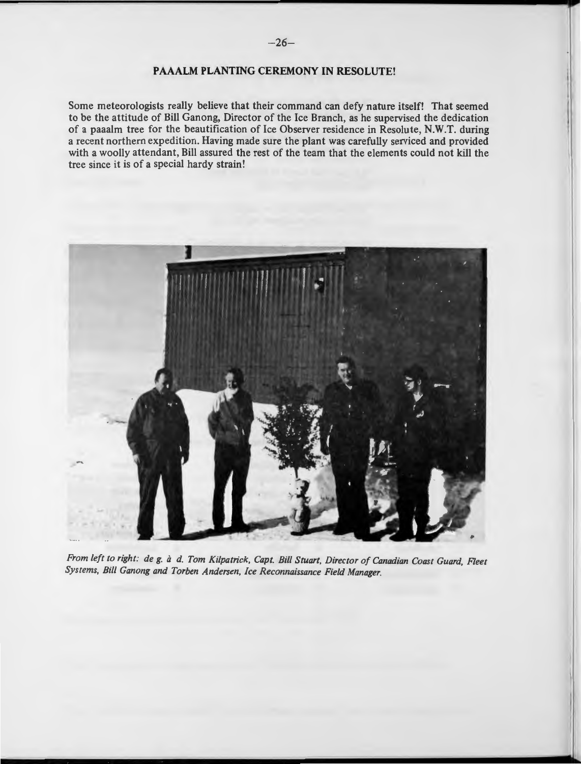## PAAALM PLANTING CEREMONY IN RESOLUTE!

Some meteorologists really believe that their command can defy nature itself! That seemed to be the attitude of Bill Ganong, Director of the Ice Branch, as he supervised the dedication of a paaalm tree for the beautification of Ice Observer residence in Resolute, N.W.T. during a recent northern expedition. Having made sure the plant was carefully serviced and provided with a woolly attendant, Bill assured the rest of the team that the elements could not kill the tree since it is of a special hardy strain!

*From left to right: de g. à d. Tom Kilpatrick, Capt. Bill Stuart, Director of Canadian Coast Guard, Fleet Systems, Bill Ganong and Torben Andersen, Ice Reconnaissance Field Manager.*